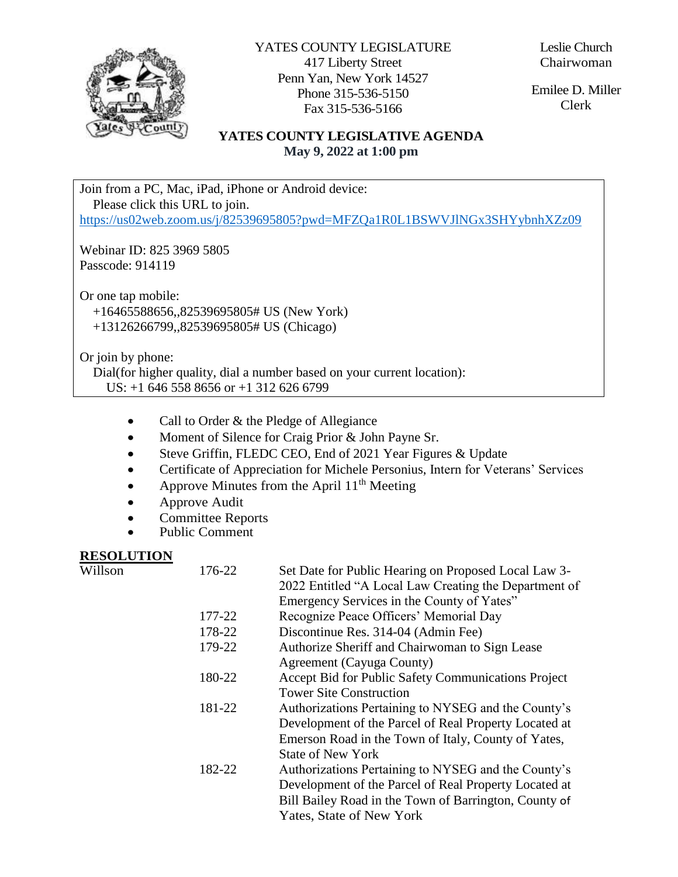YATES COUNTY LEGISLATURE
417 Liberty Street
Penn Yan, New York 14527
Phone 315-536-5150
Fax 315-536-5166

Leslie Church
Chairwoman

Emilee D. Miller
Clerk

## YATES COUNTY LEGISLATIVE AGENDA
**May 9, 2022 at 1:00 pm**

Join from a PC, Mac, iPad, iPhone or Android device:
Please click this URL to join.
https://us02web.zoom.us/j/82539695805?pwd=MFZQa1R0L1BSWVJlNGx3SHYybnhXZz09

Webinar ID: 825 3969 5805
Passcode: 914119

Or one tap mobile:
+16465588656,,82539695805# US (New York)
+13126266799,,82539695805# US (Chicago)

Or join by phone:
Dial(for higher quality, dial a number based on your current location):
US: +1 646 558 8656 or +1 312 626 6799

- Call to Order & the Pledge of Allegiance
- Moment of Silence for Craig Prior & John Payne Sr.
- Steve Griffin, FLEDC CEO, End of 2021 Year Figures & Update
- Certificate of Appreciation for Michele Personius, Intern for Veterans' Services
- Approve Minutes from the April 11th Meeting
- Approve Audit
- Committee Reports
- Public Comment

**RESOLUTION**

| | | |
|---|---|---|
| Willson | 176-22 | Set Date for Public Hearing on Proposed Local Law 3-2022 Entitled "A Local Law Creating the Department of Emergency Services in the County of Yates" |
| | 177-22 | Recognize Peace Officers' Memorial Day |
| | 178-22 | Discontinue Res. 314-04 (Admin Fee) |
| | 179-22 | Authorize Sheriff and Chairwoman to Sign Lease Agreement (Cayuga County) |
| | 180-22 | Accept Bid for Public Safety Communications Project Tower Site Construction |
| | 181-22 | Authorizations Pertaining to NYSEG and the County's Development of the Parcel of Real Property Located at Emerson Road in the Town of Italy, County of Yates, State of New York |
| | 182-22 | Authorizations Pertaining to NYSEG and the County's Development of the Parcel of Real Property Located at Bill Bailey Road in the Town of Barrington, County of Yates, State of New York |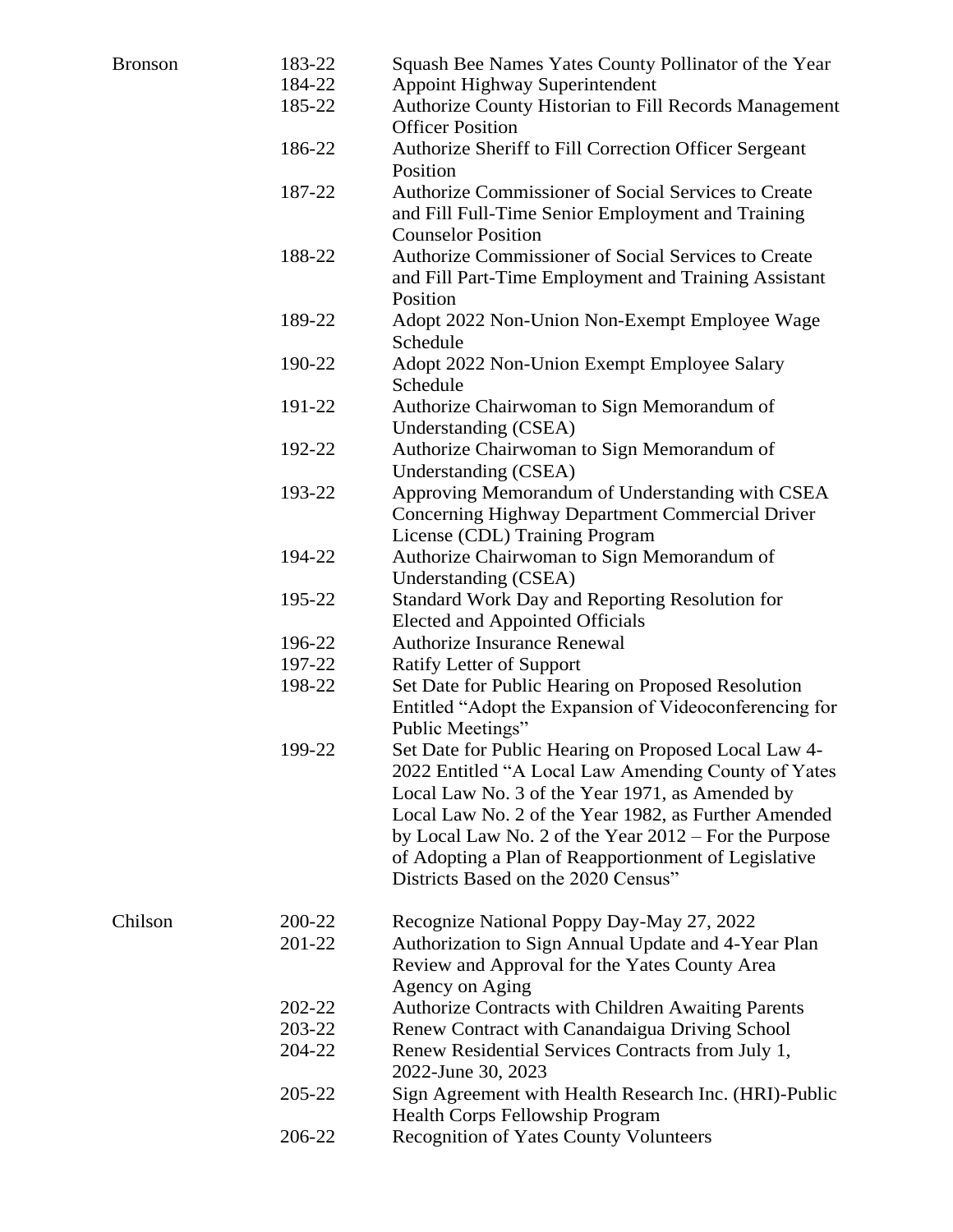| | | |
|---|---|---|
| Bronson | 183-22 | Squash Bee Names Yates County Pollinator of the Year |
| | 184-22 | Appoint Highway Superintendent |
| | 185-22 | Authorize County Historian to Fill Records Management Officer Position |
| | 186-22 | Authorize Sheriff to Fill Correction Officer Sergeant Position |
| | 187-22 | Authorize Commissioner of Social Services to Create and Fill Full-Time Senior Employment and Training Counselor Position |
| | 188-22 | Authorize Commissioner of Social Services to Create and Fill Part-Time Employment and Training Assistant Position |
| | 189-22 | Adopt 2022 Non-Union Non-Exempt Employee Wage Schedule |
| | 190-22 | Adopt 2022 Non-Union Exempt Employee Salary Schedule |
| | 191-22 | Authorize Chairwoman to Sign Memorandum of Understanding (CSEA) |
| | 192-22 | Authorize Chairwoman to Sign Memorandum of Understanding (CSEA) |
| | 193-22 | Approving Memorandum of Understanding with CSEA Concerning Highway Department Commercial Driver License (CDL) Training Program |
| | 194-22 | Authorize Chairwoman to Sign Memorandum of Understanding (CSEA) |
| | 195-22 | Standard Work Day and Reporting Resolution for Elected and Appointed Officials |
| | 196-22 | Authorize Insurance Renewal |
| | 197-22 | Ratify Letter of Support |
| | 198-22 | Set Date for Public Hearing on Proposed Resolution Entitled "Adopt the Expansion of Videoconferencing for Public Meetings" |
| | 199-22 | Set Date for Public Hearing on Proposed Local Law 4-2022 Entitled "A Local Law Amending County of Yates Local Law No. 3 of the Year 1971, as Amended by Local Law No. 2 of the Year 1982, as Further Amended by Local Law No. 2 of the Year 2012 – For the Purpose of Adopting a Plan of Reapportionment of Legislative Districts Based on the 2020 Census" |
| Chilson | 200-22 | Recognize National Poppy Day-May 27, 2022 |
| | 201-22 | Authorization to Sign Annual Update and 4-Year Plan Review and Approval for the Yates County Area Agency on Aging |
| | 202-22 | Authorize Contracts with Children Awaiting Parents |
| | 203-22 | Renew Contract with Canandaigua Driving School |
| | 204-22 | Renew Residential Services Contracts from July 1, 2022-June 30, 2023 |
| | 205-22 | Sign Agreement with Health Research Inc. (HRI)-Public Health Corps Fellowship Program |
| | 206-22 | Recognition of Yates County Volunteers |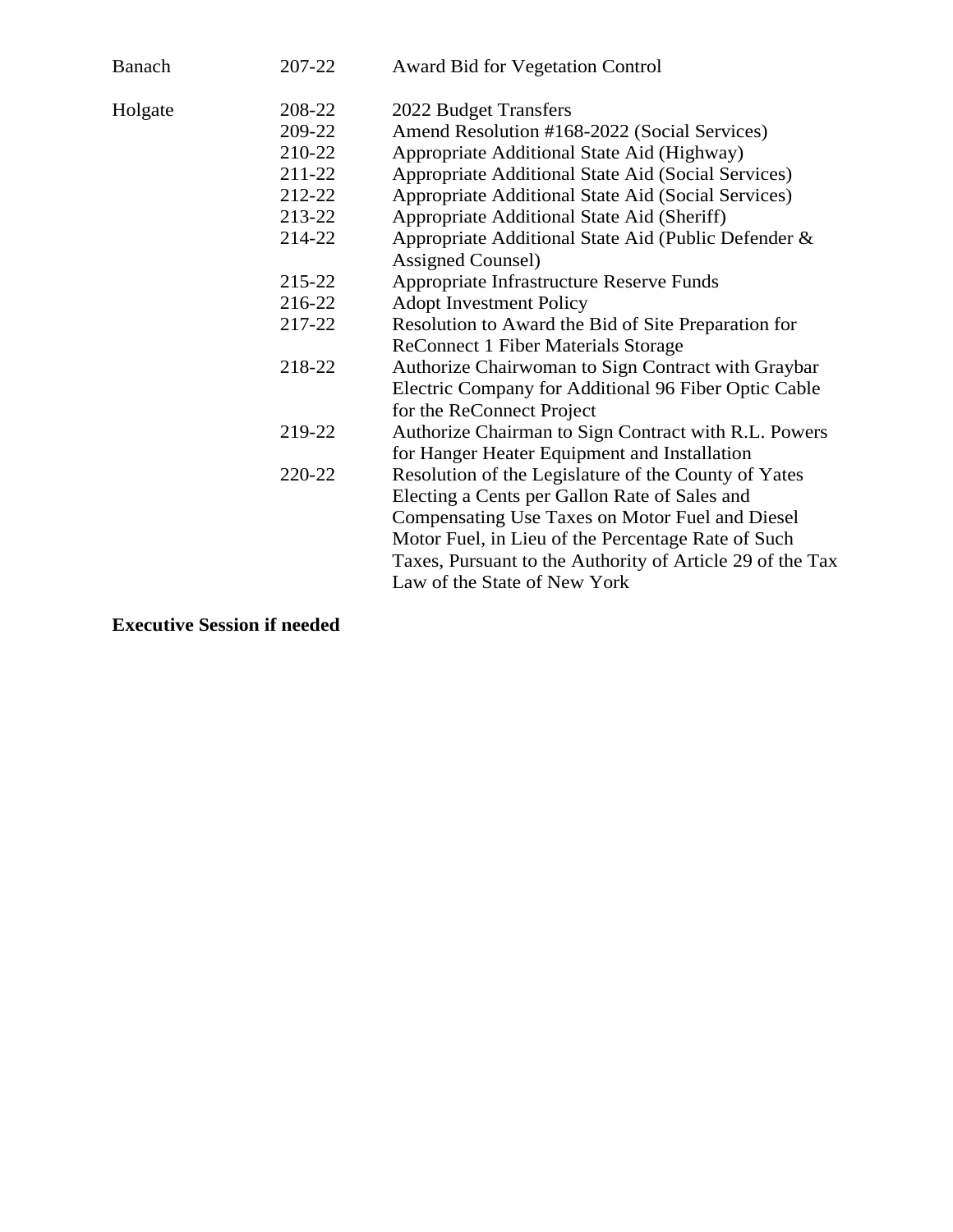| | | |
|---|---|---|
| Banach | 207-22 | Award Bid for Vegetation Control |
| Holgate | 208-22 | 2022 Budget Transfers |
| | 209-22 | Amend Resolution #168-2022 (Social Services) |
| | 210-22 | Appropriate Additional State Aid (Highway) |
| | 211-22 | Appropriate Additional State Aid (Social Services) |
| | 212-22 | Appropriate Additional State Aid (Social Services) |
| | 213-22 | Appropriate Additional State Aid (Sheriff) |
| | 214-22 | Appropriate Additional State Aid (Public Defender & Assigned Counsel) |
| | 215-22 | Appropriate Infrastructure Reserve Funds |
| | 216-22 | Adopt Investment Policy |
| | 217-22 | Resolution to Award the Bid of Site Preparation for ReConnect 1 Fiber Materials Storage |
| | 218-22 | Authorize Chairwoman to Sign Contract with Graybar Electric Company for Additional 96 Fiber Optic Cable for the ReConnect Project |
| | 219-22 | Authorize Chairman to Sign Contract with R.L. Powers for Hanger Heater Equipment and Installation |
| | 220-22 | Resolution of the Legislature of the County of Yates Electing a Cents per Gallon Rate of Sales and Compensating Use Taxes on Motor Fuel and Diesel Motor Fuel, in Lieu of the Percentage Rate of Such Taxes, Pursuant to the Authority of Article 29 of the Tax Law of the State of New York |

**Executive Session if needed**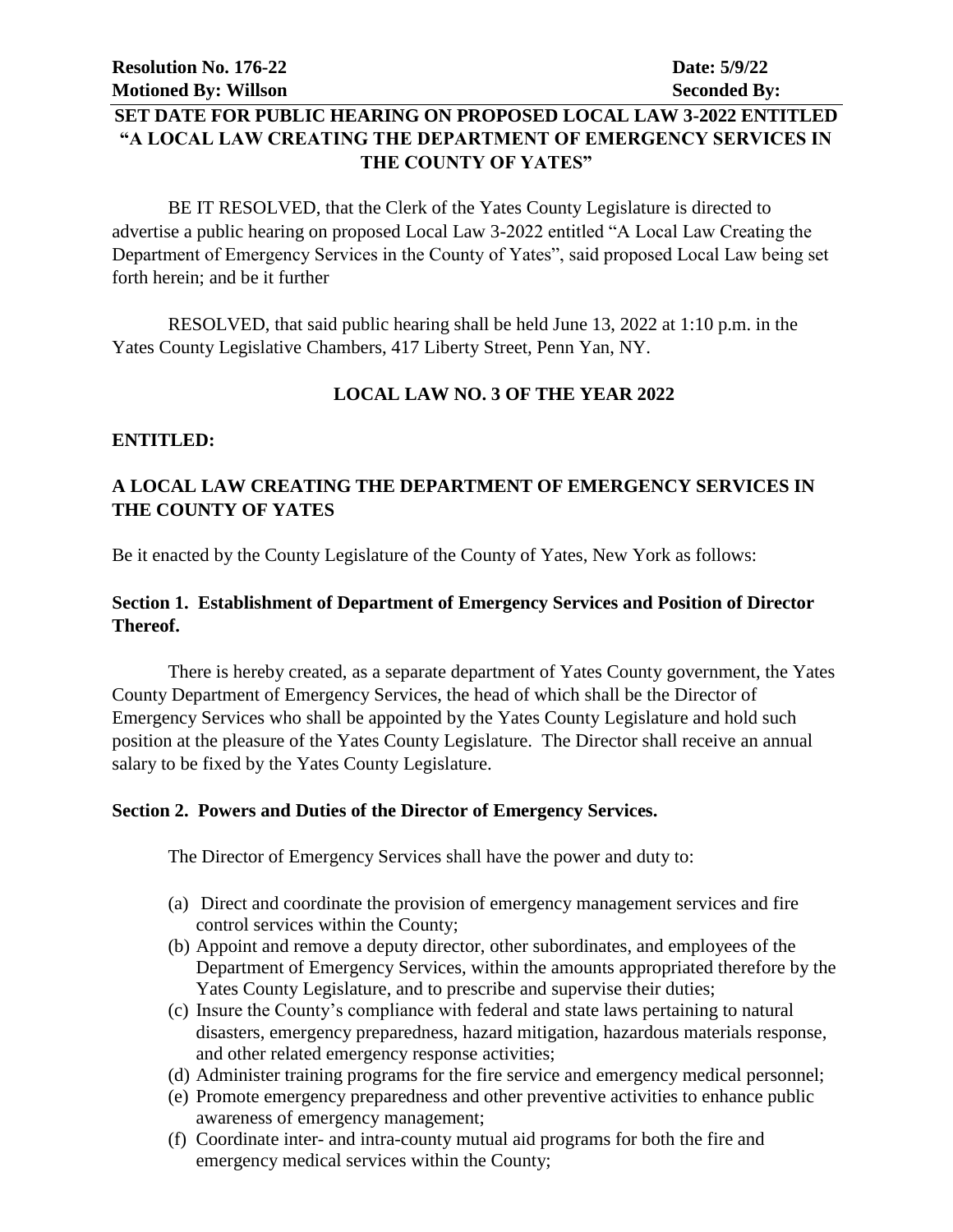**Resolution No. 176-22** **Date: 5/9/22**
**Motioned By: Willson** **Seconded By:**

## SET DATE FOR PUBLIC HEARING ON PROPOSED LOCAL LAW 3-2022 ENTITLED "A LOCAL LAW CREATING THE DEPARTMENT OF EMERGENCY SERVICES IN THE COUNTY OF YATES"

BE IT RESOLVED, that the Clerk of the Yates County Legislature is directed to advertise a public hearing on proposed Local Law 3-2022 entitled "A Local Law Creating the Department of Emergency Services in the County of Yates", said proposed Local Law being set forth herein; and be it further

RESOLVED, that said public hearing shall be held June 13, 2022 at 1:10 p.m. in the Yates County Legislative Chambers, 417 Liberty Street, Penn Yan, NY.

## LOCAL LAW NO. 3 OF THE YEAR 2022

**ENTITLED:**

## A LOCAL LAW CREATING THE DEPARTMENT OF EMERGENCY SERVICES IN THE COUNTY OF YATES

Be it enacted by the County Legislature of the County of Yates, New York as follows:

### Section 1. Establishment of Department of Emergency Services and Position of Director Thereof.

There is hereby created, as a separate department of Yates County government, the Yates County Department of Emergency Services, the head of which shall be the Director of Emergency Services who shall be appointed by the Yates County Legislature and hold such position at the pleasure of the Yates County Legislature. The Director shall receive an annual salary to be fixed by the Yates County Legislature.

### Section 2. Powers and Duties of the Director of Emergency Services.

The Director of Emergency Services shall have the power and duty to:

(a) Direct and coordinate the provision of emergency management services and fire control services within the County;
(b) Appoint and remove a deputy director, other subordinates, and employees of the Department of Emergency Services, within the amounts appropriated therefore by the Yates County Legislature, and to prescribe and supervise their duties;
(c) Insure the County's compliance with federal and state laws pertaining to natural disasters, emergency preparedness, hazard mitigation, hazardous materials response, and other related emergency response activities;
(d) Administer training programs for the fire service and emergency medical personnel;
(e) Promote emergency preparedness and other preventive activities to enhance public awareness of emergency management;
(f) Coordinate inter- and intra-county mutual aid programs for both the fire and emergency medical services within the County;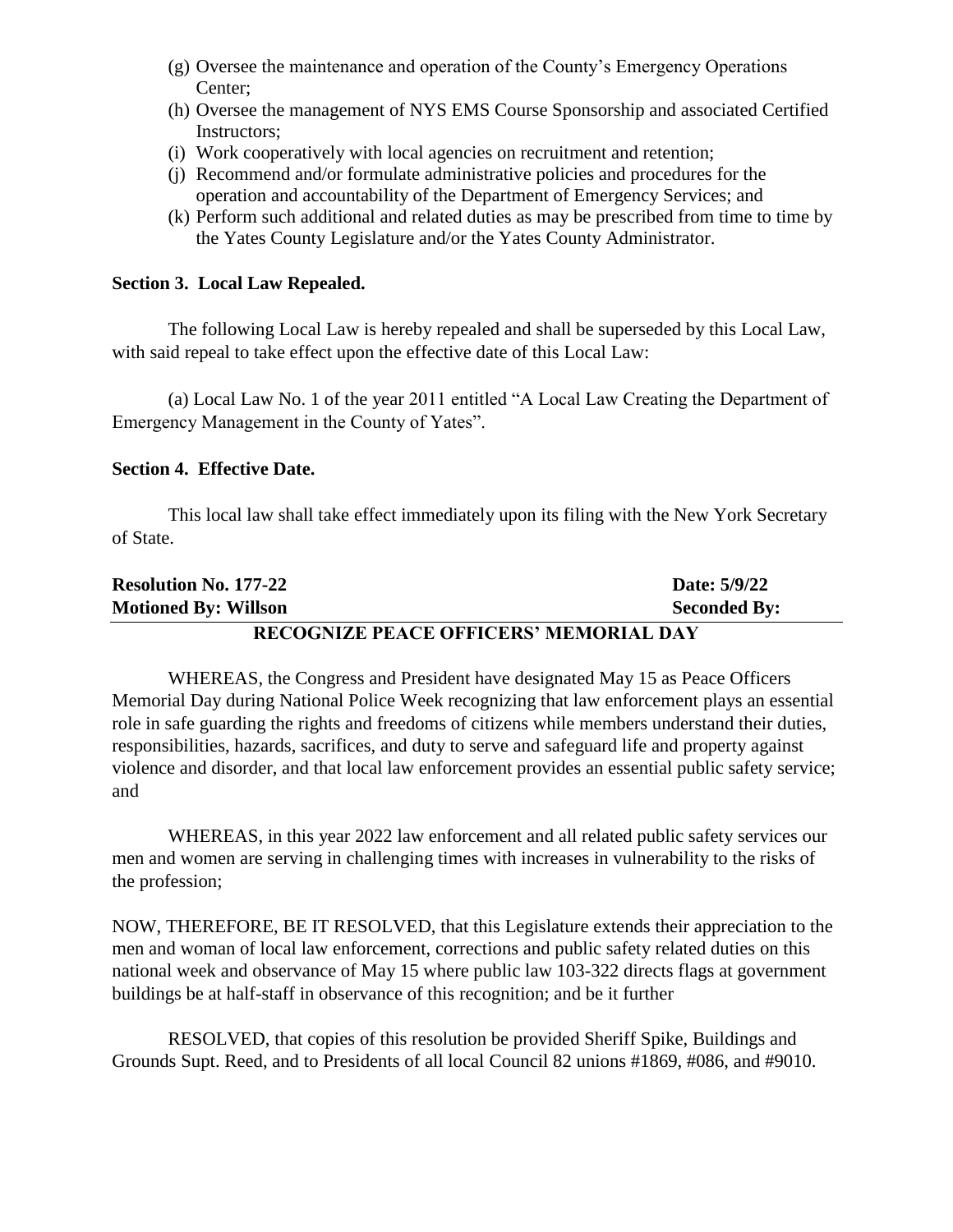(g) Oversee the maintenance and operation of the County's Emergency Operations Center;
(h) Oversee the management of NYS EMS Course Sponsorship and associated Certified Instructors;
(i) Work cooperatively with local agencies on recruitment and retention;
(j) Recommend and/or formulate administrative policies and procedures for the operation and accountability of the Department of Emergency Services; and
(k) Perform such additional and related duties as may be prescribed from time to time by the Yates County Legislature and/or the Yates County Administrator.

**Section 3. Local Law Repealed.**

The following Local Law is hereby repealed and shall be superseded by this Local Law, with said repeal to take effect upon the effective date of this Local Law:

(a) Local Law No. 1 of the year 2011 entitled "A Local Law Creating the Department of Emergency Management in the County of Yates".

**Section 4. Effective Date.**

This local law shall take effect immediately upon its filing with the New York Secretary of State.

**Resolution No. 177-22** **Date: 5/9/22**
**Motioned By: Willson** **Seconded By:**

**RECOGNIZE PEACE OFFICERS' MEMORIAL DAY**

WHEREAS, the Congress and President have designated May 15 as Peace Officers Memorial Day during National Police Week recognizing that law enforcement plays an essential role in safe guarding the rights and freedoms of citizens while members understand their duties, responsibilities, hazards, sacrifices, and duty to serve and safeguard life and property against violence and disorder, and that local law enforcement provides an essential public safety service; and

WHEREAS, in this year 2022 law enforcement and all related public safety services our men and women are serving in challenging times with increases in vulnerability to the risks of the profession;

NOW, THEREFORE, BE IT RESOLVED, that this Legislature extends their appreciation to the men and woman of local law enforcement, corrections and public safety related duties on this national week and observance of May 15 where public law 103-322 directs flags at government buildings be at half-staff in observance of this recognition; and be it further

RESOLVED, that copies of this resolution be provided Sheriff Spike, Buildings and Grounds Supt. Reed, and to Presidents of all local Council 82 unions #1869, #086, and #9010.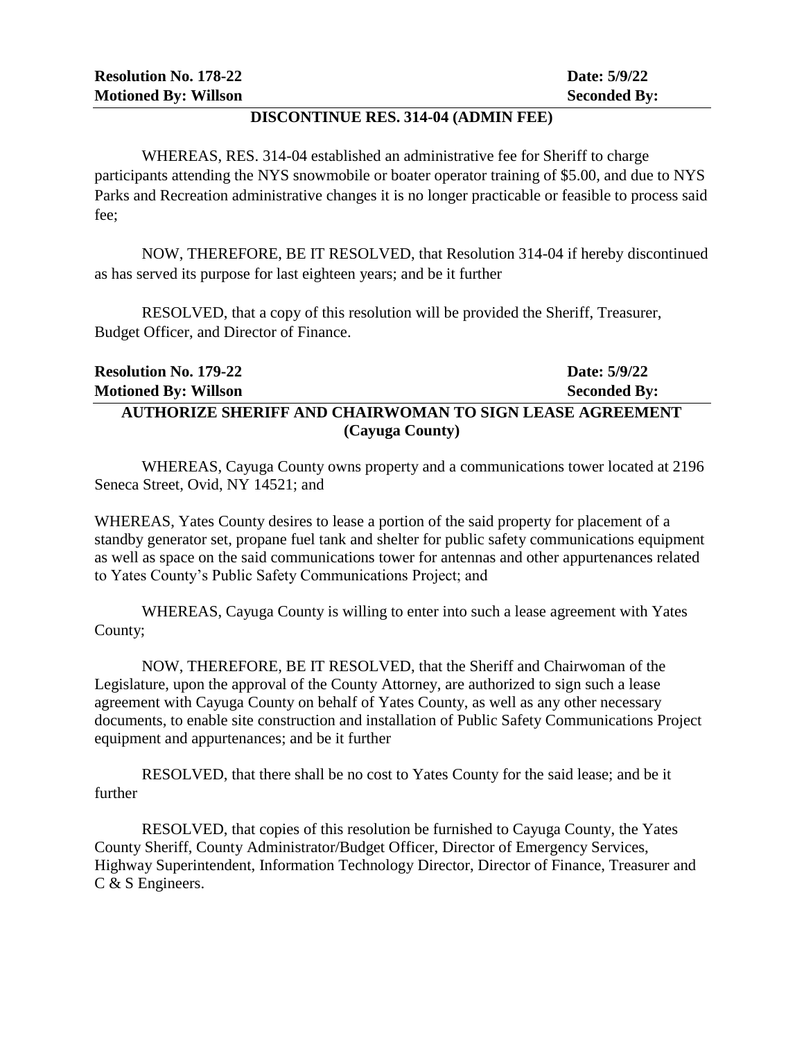**Resolution No. 178-22** **Date: 5/9/22**
**Motioned By: Willson** **Seconded By:**

**DISCONTINUE RES. 314-04 (ADMIN FEE)**

WHEREAS, RES. 314-04 established an administrative fee for Sheriff to charge participants attending the NYS snowmobile or boater operator training of $5.00, and due to NYS Parks and Recreation administrative changes it is no longer practicable or feasible to process said fee;

NOW, THEREFORE, BE IT RESOLVED, that Resolution 314-04 if hereby discontinued as has served its purpose for last eighteen years; and be it further

RESOLVED, that a copy of this resolution will be provided the Sheriff, Treasurer, Budget Officer, and Director of Finance.

**Resolution No. 179-22** **Date: 5/9/22**
**Motioned By: Willson** **Seconded By:**

**AUTHORIZE SHERIFF AND CHAIRWOMAN TO SIGN LEASE AGREEMENT (Cayuga County)**

WHEREAS, Cayuga County owns property and a communications tower located at 2196 Seneca Street, Ovid, NY 14521; and

WHEREAS, Yates County desires to lease a portion of the said property for placement of a standby generator set, propane fuel tank and shelter for public safety communications equipment as well as space on the said communications tower for antennas and other appurtenances related to Yates County's Public Safety Communications Project; and

WHEREAS, Cayuga County is willing to enter into such a lease agreement with Yates County;

NOW, THEREFORE, BE IT RESOLVED, that the Sheriff and Chairwoman of the Legislature, upon the approval of the County Attorney, are authorized to sign such a lease agreement with Cayuga County on behalf of Yates County, as well as any other necessary documents, to enable site construction and installation of Public Safety Communications Project equipment and appurtenances; and be it further

RESOLVED, that there shall be no cost to Yates County for the said lease; and be it further

RESOLVED, that copies of this resolution be furnished to Cayuga County, the Yates County Sheriff, County Administrator/Budget Officer, Director of Emergency Services, Highway Superintendent, Information Technology Director, Director of Finance, Treasurer and C & S Engineers.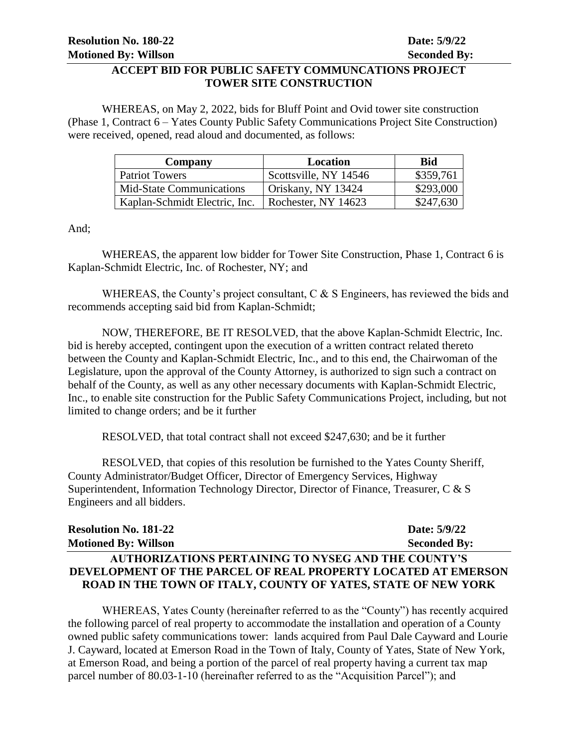**Resolution No. 180-22** **Date: 5/9/22**
**Motioned By: Willson** **Seconded By:**

**ACCEPT BID FOR PUBLIC SAFETY COMMUNCATIONS PROJECT TOWER SITE CONSTRUCTION**

WHEREAS, on May 2, 2022, bids for Bluff Point and Ovid tower site construction (Phase 1, Contract 6 – Yates County Public Safety Communications Project Site Construction) were received, opened, read aloud and documented, as follows:

| Company | Location | Bid |
|---|---|---|
| Patriot Towers | Scottsville, NY 14546 | $359,761 |
| Mid-State Communications | Oriskany, NY 13424 | $293,000 |
| Kaplan-Schmidt Electric, Inc. | Rochester, NY 14623 | $247,630 |

And;

WHEREAS, the apparent low bidder for Tower Site Construction, Phase 1, Contract 6 is Kaplan-Schmidt Electric, Inc. of Rochester, NY; and

WHEREAS, the County's project consultant, C & S Engineers, has reviewed the bids and recommends accepting said bid from Kaplan-Schmidt;

NOW, THEREFORE, BE IT RESOLVED, that the above Kaplan-Schmidt Electric, Inc. bid is hereby accepted, contingent upon the execution of a written contract related thereto between the County and Kaplan-Schmidt Electric, Inc., and to this end, the Chairwoman of the Legislature, upon the approval of the County Attorney, is authorized to sign such a contract on behalf of the County, as well as any other necessary documents with Kaplan-Schmidt Electric, Inc., to enable site construction for the Public Safety Communications Project, including, but not limited to change orders; and be it further

RESOLVED, that total contract shall not exceed $247,630; and be it further

RESOLVED, that copies of this resolution be furnished to the Yates County Sheriff, County Administrator/Budget Officer, Director of Emergency Services, Highway Superintendent, Information Technology Director, Director of Finance, Treasurer, C & S Engineers and all bidders.

**Resolution No. 181-22** **Date: 5/9/22**
**Motioned By: Willson** **Seconded By:**

**AUTHORIZATIONS PERTAINING TO NYSEG AND THE COUNTY'S DEVELOPMENT OF THE PARCEL OF REAL PROPERTY LOCATED AT EMERSON ROAD IN THE TOWN OF ITALY, COUNTY OF YATES, STATE OF NEW YORK**

WHEREAS, Yates County (hereinafter referred to as the "County") has recently acquired the following parcel of real property to accommodate the installation and operation of a County owned public safety communications tower: lands acquired from Paul Dale Cayward and Lourie J. Cayward, located at Emerson Road in the Town of Italy, County of Yates, State of New York, at Emerson Road, and being a portion of the parcel of real property having a current tax map parcel number of 80.03-1-10 (hereinafter referred to as the "Acquisition Parcel"); and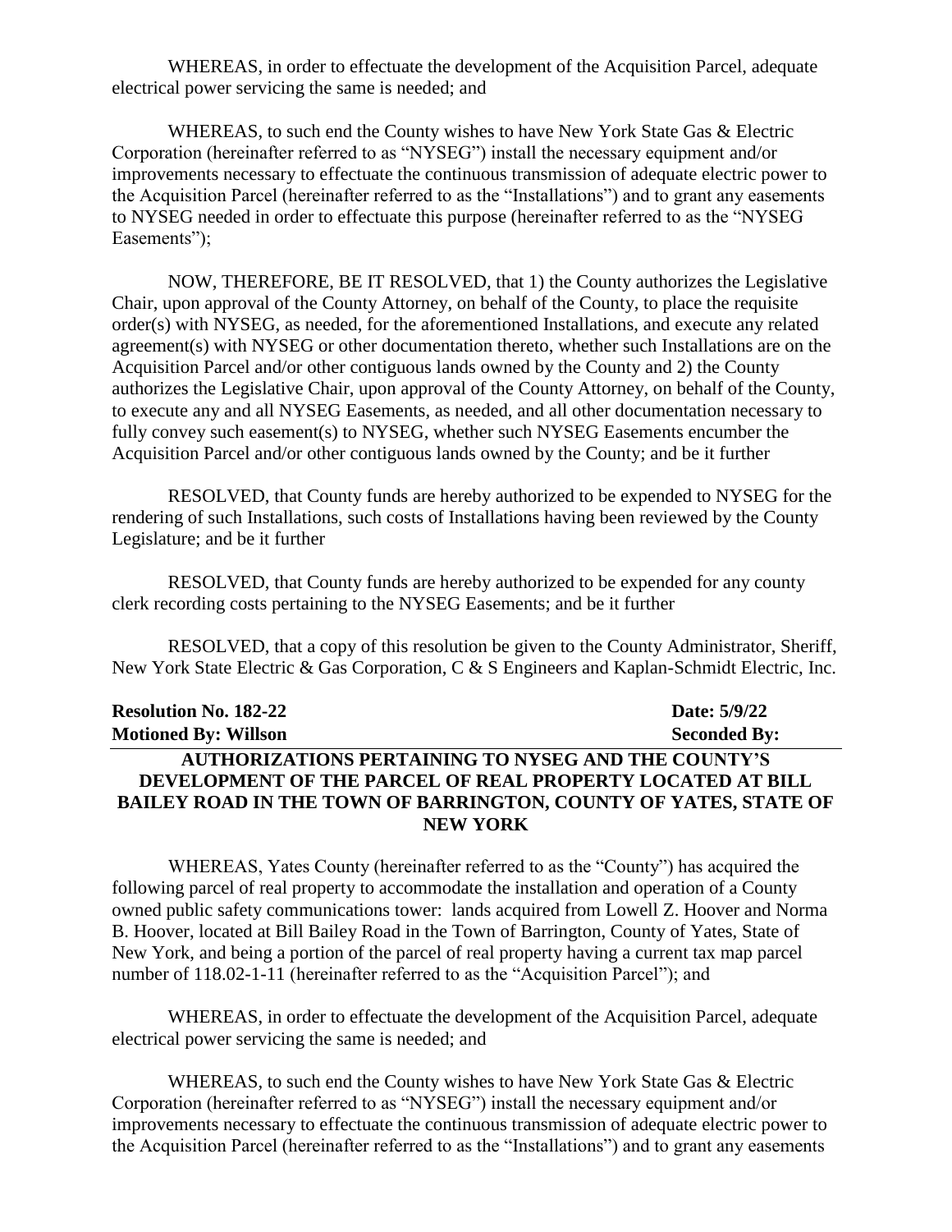WHEREAS, in order to effectuate the development of the Acquisition Parcel, adequate electrical power servicing the same is needed; and

WHEREAS, to such end the County wishes to have New York State Gas & Electric Corporation (hereinafter referred to as "NYSEG") install the necessary equipment and/or improvements necessary to effectuate the continuous transmission of adequate electric power to the Acquisition Parcel (hereinafter referred to as the "Installations") and to grant any easements to NYSEG needed in order to effectuate this purpose (hereinafter referred to as the "NYSEG Easements");

NOW, THEREFORE, BE IT RESOLVED, that 1) the County authorizes the Legislative Chair, upon approval of the County Attorney, on behalf of the County, to place the requisite order(s) with NYSEG, as needed, for the aforementioned Installations, and execute any related agreement(s) with NYSEG or other documentation thereto, whether such Installations are on the Acquisition Parcel and/or other contiguous lands owned by the County and 2) the County authorizes the Legislative Chair, upon approval of the County Attorney, on behalf of the County, to execute any and all NYSEG Easements, as needed, and all other documentation necessary to fully convey such easement(s) to NYSEG, whether such NYSEG Easements encumber the Acquisition Parcel and/or other contiguous lands owned by the County; and be it further

RESOLVED, that County funds are hereby authorized to be expended to NYSEG for the rendering of such Installations, such costs of Installations having been reviewed by the County Legislature; and be it further

RESOLVED, that County funds are hereby authorized to be expended for any county clerk recording costs pertaining to the NYSEG Easements; and be it further

RESOLVED, that a copy of this resolution be given to the County Administrator, Sheriff, New York State Electric & Gas Corporation, C & S Engineers and Kaplan-Schmidt Electric, Inc.

**Resolution No. 182-22** **Date: 5/9/22**
**Motioned By: Willson** **Seconded By:**

**AUTHORIZATIONS PERTAINING TO NYSEG AND THE COUNTY'S DEVELOPMENT OF THE PARCEL OF REAL PROPERTY LOCATED AT BILL BAILEY ROAD IN THE TOWN OF BARRINGTON, COUNTY OF YATES, STATE OF NEW YORK**

WHEREAS, Yates County (hereinafter referred to as the "County") has acquired the following parcel of real property to accommodate the installation and operation of a County owned public safety communications tower: lands acquired from Lowell Z. Hoover and Norma B. Hoover, located at Bill Bailey Road in the Town of Barrington, County of Yates, State of New York, and being a portion of the parcel of real property having a current tax map parcel number of 118.02-1-11 (hereinafter referred to as the "Acquisition Parcel"); and

WHEREAS, in order to effectuate the development of the Acquisition Parcel, adequate electrical power servicing the same is needed; and

WHEREAS, to such end the County wishes to have New York State Gas & Electric Corporation (hereinafter referred to as "NYSEG") install the necessary equipment and/or improvements necessary to effectuate the continuous transmission of adequate electric power to the Acquisition Parcel (hereinafter referred to as the "Installations") and to grant any easements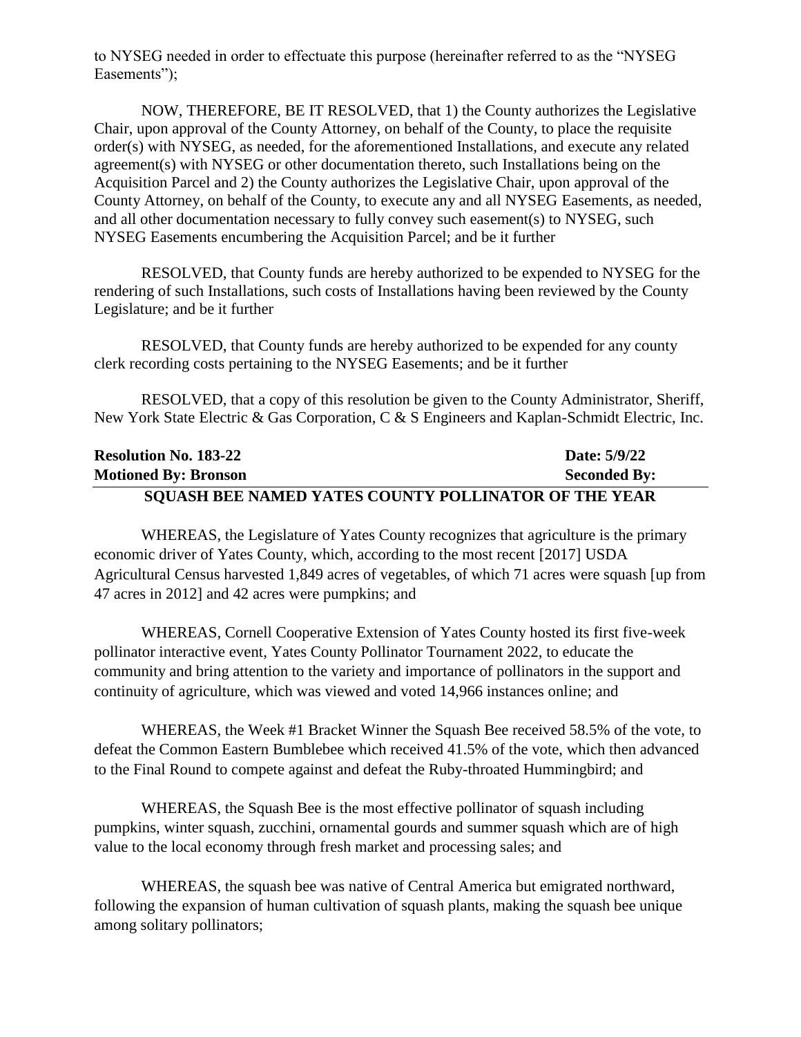to NYSEG needed in order to effectuate this purpose (hereinafter referred to as the "NYSEG Easements");

NOW, THEREFORE, BE IT RESOLVED, that 1) the County authorizes the Legislative Chair, upon approval of the County Attorney, on behalf of the County, to place the requisite order(s) with NYSEG, as needed, for the aforementioned Installations, and execute any related agreement(s) with NYSEG or other documentation thereto, such Installations being on the Acquisition Parcel and 2) the County authorizes the Legislative Chair, upon approval of the County Attorney, on behalf of the County, to execute any and all NYSEG Easements, as needed, and all other documentation necessary to fully convey such easement(s) to NYSEG, such NYSEG Easements encumbering the Acquisition Parcel; and be it further

RESOLVED, that County funds are hereby authorized to be expended to NYSEG for the rendering of such Installations, such costs of Installations having been reviewed by the County Legislature; and be it further

RESOLVED, that County funds are hereby authorized to be expended for any county clerk recording costs pertaining to the NYSEG Easements; and be it further

RESOLVED, that a copy of this resolution be given to the County Administrator, Sheriff, New York State Electric & Gas Corporation, C & S Engineers and Kaplan-Schmidt Electric, Inc.

**Resolution No. 183-22** **Date: 5/9/22**
**Motioned By: Bronson** **Seconded By:**

## SQUASH BEE NAMED YATES COUNTY POLLINATOR OF THE YEAR

WHEREAS, the Legislature of Yates County recognizes that agriculture is the primary economic driver of Yates County, which, according to the most recent [2017] USDA Agricultural Census harvested 1,849 acres of vegetables, of which 71 acres were squash [up from 47 acres in 2012] and 42 acres were pumpkins; and

WHEREAS, Cornell Cooperative Extension of Yates County hosted its first five-week pollinator interactive event, Yates County Pollinator Tournament 2022, to educate the community and bring attention to the variety and importance of pollinators in the support and continuity of agriculture, which was viewed and voted 14,966 instances online; and

WHEREAS, the Week #1 Bracket Winner the Squash Bee received 58.5% of the vote, to defeat the Common Eastern Bumblebee which received 41.5% of the vote, which then advanced to the Final Round to compete against and defeat the Ruby-throated Hummingbird; and

WHEREAS, the Squash Bee is the most effective pollinator of squash including pumpkins, winter squash, zucchini, ornamental gourds and summer squash which are of high value to the local economy through fresh market and processing sales; and

WHEREAS, the squash bee was native of Central America but emigrated northward, following the expansion of human cultivation of squash plants, making the squash bee unique among solitary pollinators;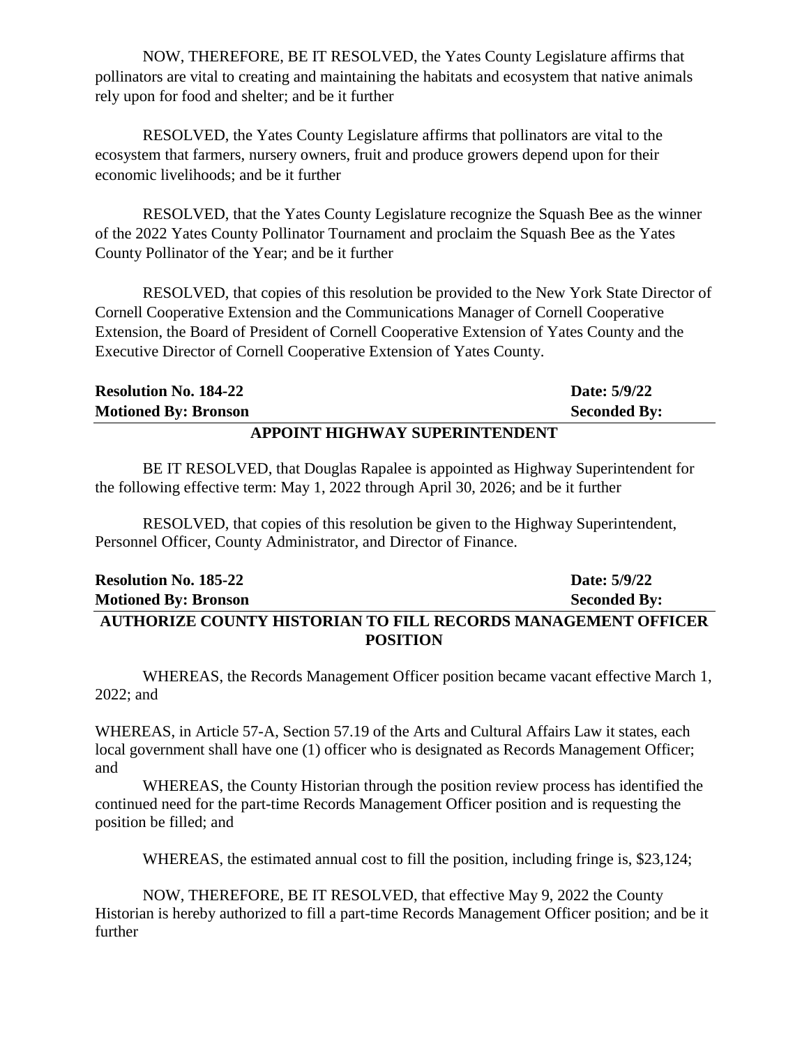NOW, THEREFORE, BE IT RESOLVED, the Yates County Legislature affirms that pollinators are vital to creating and maintaining the habitats and ecosystem that native animals rely upon for food and shelter; and be it further

RESOLVED, the Yates County Legislature affirms that pollinators are vital to the ecosystem that farmers, nursery owners, fruit and produce growers depend upon for their economic livelihoods; and be it further

RESOLVED, that the Yates County Legislature recognize the Squash Bee as the winner of the 2022 Yates County Pollinator Tournament and proclaim the Squash Bee as the Yates County Pollinator of the Year; and be it further

RESOLVED, that copies of this resolution be provided to the New York State Director of Cornell Cooperative Extension and the Communications Manager of Cornell Cooperative Extension, the Board of President of Cornell Cooperative Extension of Yates County and the Executive Director of Cornell Cooperative Extension of Yates County.

**Resolution No. 184-22** **Date: 5/9/22**
**Motioned By: Bronson** **Seconded By:**

**APPOINT HIGHWAY SUPERINTENDENT**

BE IT RESOLVED, that Douglas Rapalee is appointed as Highway Superintendent for the following effective term: May 1, 2022 through April 30, 2026; and be it further

RESOLVED, that copies of this resolution be given to the Highway Superintendent, Personnel Officer, County Administrator, and Director of Finance.

**Resolution No. 185-22** **Date: 5/9/22**
**Motioned By: Bronson** **Seconded By:**

**AUTHORIZE COUNTY HISTORIAN TO FILL RECORDS MANAGEMENT OFFICER POSITION**

WHEREAS, the Records Management Officer position became vacant effective March 1, 2022; and

WHEREAS, in Article 57-A, Section 57.19 of the Arts and Cultural Affairs Law it states, each local government shall have one (1) officer who is designated as Records Management Officer; and

WHEREAS, the County Historian through the position review process has identified the continued need for the part-time Records Management Officer position and is requesting the position be filled; and

WHEREAS, the estimated annual cost to fill the position, including fringe is, $23,124;

NOW, THEREFORE, BE IT RESOLVED, that effective May 9, 2022 the County Historian is hereby authorized to fill a part-time Records Management Officer position; and be it further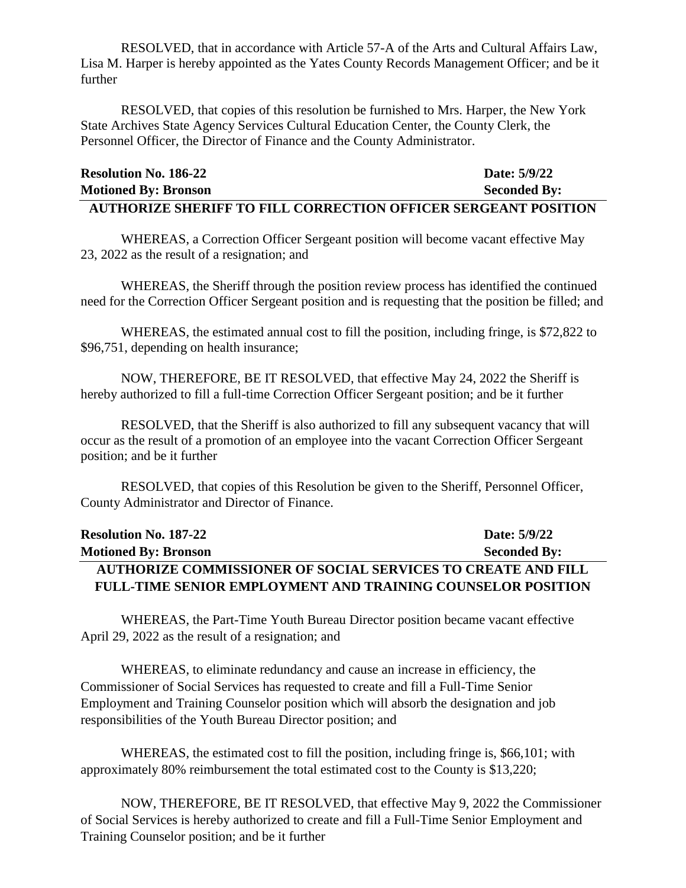RESOLVED, that in accordance with Article 57-A of the Arts and Cultural Affairs Law, Lisa M. Harper is hereby appointed as the Yates County Records Management Officer; and be it further

RESOLVED, that copies of this resolution be furnished to Mrs. Harper, the New York State Archives State Agency Services Cultural Education Center, the County Clerk, the Personnel Officer, the Director of Finance and the County Administrator.

**Resolution No. 186-22** **Date: 5/9/22**
**Motioned By: Bronson** **Seconded By:**

**AUTHORIZE SHERIFF TO FILL CORRECTION OFFICER SERGEANT POSITION**

WHEREAS, a Correction Officer Sergeant position will become vacant effective May 23, 2022 as the result of a resignation; and

WHEREAS, the Sheriff through the position review process has identified the continued need for the Correction Officer Sergeant position and is requesting that the position be filled; and

WHEREAS, the estimated annual cost to fill the position, including fringe, is $72,822 to $96,751, depending on health insurance;

NOW, THEREFORE, BE IT RESOLVED, that effective May 24, 2022 the Sheriff is hereby authorized to fill a full-time Correction Officer Sergeant position; and be it further

RESOLVED, that the Sheriff is also authorized to fill any subsequent vacancy that will occur as the result of a promotion of an employee into the vacant Correction Officer Sergeant position; and be it further

RESOLVED, that copies of this Resolution be given to the Sheriff, Personnel Officer, County Administrator and Director of Finance.

**Resolution No. 187-22** **Date: 5/9/22**
**Motioned By: Bronson** **Seconded By:**

**AUTHORIZE COMMISSIONER OF SOCIAL SERVICES TO CREATE AND FILL FULL-TIME SENIOR EMPLOYMENT AND TRAINING COUNSELOR POSITION**

WHEREAS, the Part-Time Youth Bureau Director position became vacant effective April 29, 2022 as the result of a resignation; and

WHEREAS, to eliminate redundancy and cause an increase in efficiency, the Commissioner of Social Services has requested to create and fill a Full-Time Senior Employment and Training Counselor position which will absorb the designation and job responsibilities of the Youth Bureau Director position; and

WHEREAS, the estimated cost to fill the position, including fringe is, $66,101; with approximately 80% reimbursement the total estimated cost to the County is $13,220;

NOW, THEREFORE, BE IT RESOLVED, that effective May 9, 2022 the Commissioner of Social Services is hereby authorized to create and fill a Full-Time Senior Employment and Training Counselor position; and be it further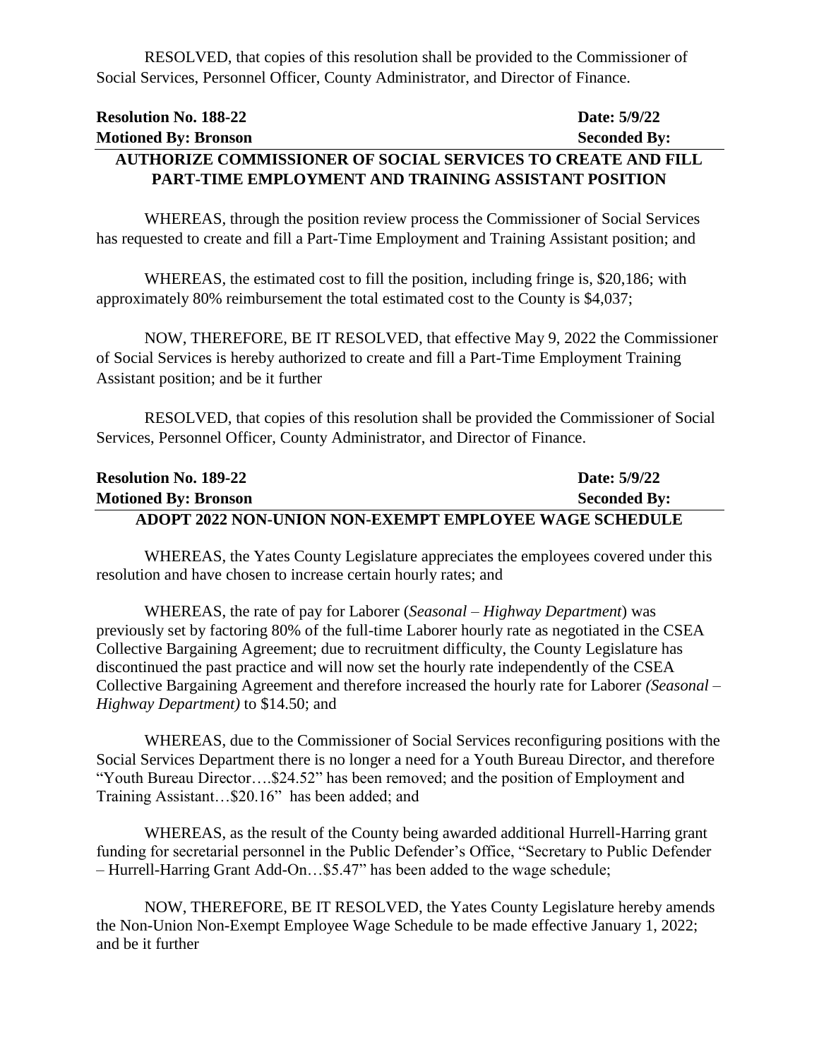RESOLVED, that copies of this resolution shall be provided to the Commissioner of Social Services, Personnel Officer, County Administrator, and Director of Finance.

**Resolution No. 188-22** **Date: 5/9/22**
**Motioned By: Bronson** **Seconded By:**

**AUTHORIZE COMMISSIONER OF SOCIAL SERVICES TO CREATE AND FILL PART-TIME EMPLOYMENT AND TRAINING ASSISTANT POSITION**

WHEREAS, through the position review process the Commissioner of Social Services has requested to create and fill a Part-Time Employment and Training Assistant position; and

WHEREAS, the estimated cost to fill the position, including fringe is, $20,186; with approximately 80% reimbursement the total estimated cost to the County is $4,037;

NOW, THEREFORE, BE IT RESOLVED, that effective May 9, 2022 the Commissioner of Social Services is hereby authorized to create and fill a Part-Time Employment Training Assistant position; and be it further

RESOLVED, that copies of this resolution shall be provided the Commissioner of Social Services, Personnel Officer, County Administrator, and Director of Finance.

**Resolution No. 189-22** **Date: 5/9/22**
**Motioned By: Bronson** **Seconded By:**

**ADOPT 2022 NON-UNION NON-EXEMPT EMPLOYEE WAGE SCHEDULE**

WHEREAS, the Yates County Legislature appreciates the employees covered under this resolution and have chosen to increase certain hourly rates; and

WHEREAS, the rate of pay for Laborer (*Seasonal – Highway Department*) was previously set by factoring 80% of the full-time Laborer hourly rate as negotiated in the CSEA Collective Bargaining Agreement; due to recruitment difficulty, the County Legislature has discontinued the past practice and will now set the hourly rate independently of the CSEA Collective Bargaining Agreement and therefore increased the hourly rate for Laborer *(Seasonal – Highway Department)* to $14.50; and

WHEREAS, due to the Commissioner of Social Services reconfiguring positions with the Social Services Department there is no longer a need for a Youth Bureau Director, and therefore "Youth Bureau Director….$24.52" has been removed; and the position of Employment and Training Assistant…$20.16" has been added; and

WHEREAS, as the result of the County being awarded additional Hurrell-Harring grant funding for secretarial personnel in the Public Defender's Office, "Secretary to Public Defender – Hurrell-Harring Grant Add-On…$5.47" has been added to the wage schedule;

NOW, THEREFORE, BE IT RESOLVED, the Yates County Legislature hereby amends the Non-Union Non-Exempt Employee Wage Schedule to be made effective January 1, 2022; and be it further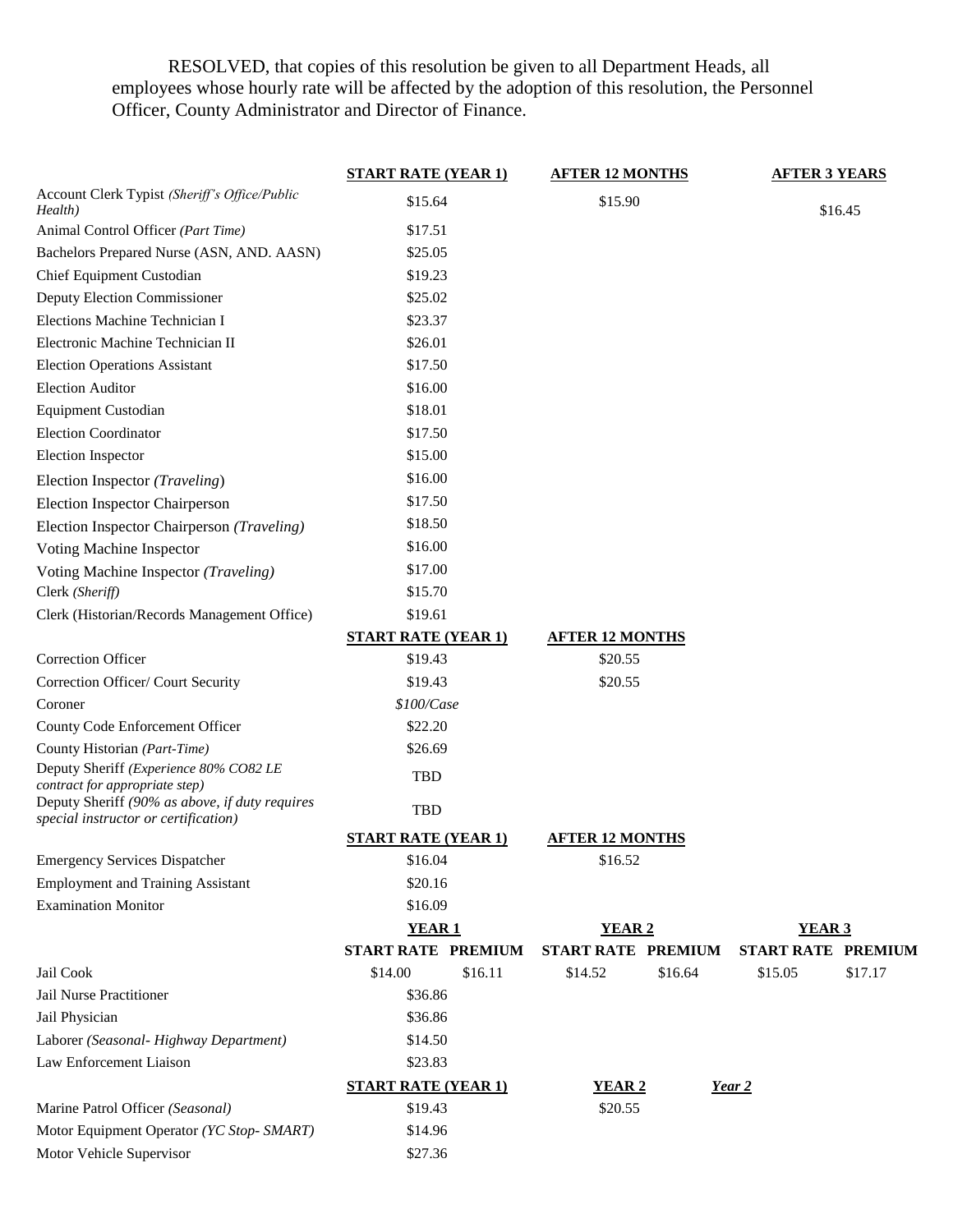RESOLVED, that copies of this resolution be given to all Department Heads, all employees whose hourly rate will be affected by the adoption of this resolution, the Personnel Officer, County Administrator and Director of Finance.

| | **START RATE (YEAR 1)** | | **AFTER 12 MONTHS** | | **AFTER 3 YEARS** | |
|---|---|---|---|---|---|---|
| Account Clerk Typist *(Sheriff's Office/Public Health)* | $15.64 | | $15.90 | | $16.45 | |
| Animal Control Officer *(Part Time)* | $17.51 | | | | | |
| Bachelors Prepared Nurse (ASN, AND. AASN) | $25.05 | | | | | |
| Chief Equipment Custodian | $19.23 | | | | | |
| Deputy Election Commissioner | $25.02 | | | | | |
| Elections Machine Technician I | $23.37 | | | | | |
| Electronic Machine Technician II | $26.01 | | | | | |
| Election Operations Assistant | $17.50 | | | | | |
| Election Auditor | $16.00 | | | | | |
| Equipment Custodian | $18.01 | | | | | |
| Election Coordinator | $17.50 | | | | | |
| Election Inspector | $15.00 | | | | | |
| Election Inspector *(Traveling)* | $16.00 | | | | | |
| Election Inspector Chairperson | $17.50 | | | | | |
| Election Inspector Chairperson *(Traveling)* | $18.50 | | | | | |
| Voting Machine Inspector | $16.00 | | | | | |
| Voting Machine Inspector *(Traveling)* | $17.00 | | | | | |
| Clerk *(Sheriff)* | $15.70 | | | | | |
| Clerk (Historian/Records Management Office) | $19.61 | | | | | |
| | **START RATE (YEAR 1)** | | **AFTER 12 MONTHS** | | | |
| Correction Officer | $19.43 | | $20.55 | | | |
| Correction Officer/ Court Security | $19.43 | | $20.55 | | | |
| Coroner | *$100/Case* | | | | | |
| County Code Enforcement Officer | $22.20 | | | | | |
| County Historian *(Part-Time)* | $26.69 | | | | | |
| Deputy Sheriff *(Experience 80% CO82 LE contract for appropriate step)* | TBD | | | | | |
| Deputy Sheriff *(90% as above, if duty requires special instructor or certification)* | TBD | | | | | |
| | **START RATE (YEAR 1)** | | **AFTER 12 MONTHS** | | | |
| Emergency Services Dispatcher | $16.04 | | $16.52 | | | |
| Employment and Training Assistant | $20.16 | | | | | |
| Examination Monitor | $16.09 | | | | | |
| | **YEAR 1** | | **YEAR 2** | | **YEAR 3** | |
| | **START RATE** | **PREMIUM** | **START RATE** | **PREMIUM** | **START RATE** | **PREMIUM** |
| Jail Cook | $14.00 | $16.11 | $14.52 | $16.64 | $15.05 | $17.17 |
| Jail Nurse Practitioner | $36.86 | | | | | |
| Jail Physician | $36.86 | | | | | |
| Laborer *(Seasonal- Highway Department)* | $14.50 | | | | | |
| Law Enforcement Liaison | $23.83 | | | | | |
| | **START RATE (YEAR 1)** | | **YEAR 2** | ***Year 2*** | | |
| Marine Patrol Officer *(Seasonal)* | $19.43 | | $20.55 | | | |
| Motor Equipment Operator *(YC Stop- SMART)* | $14.96 | | | | | |
| Motor Vehicle Supervisor | $27.36 | | | | | |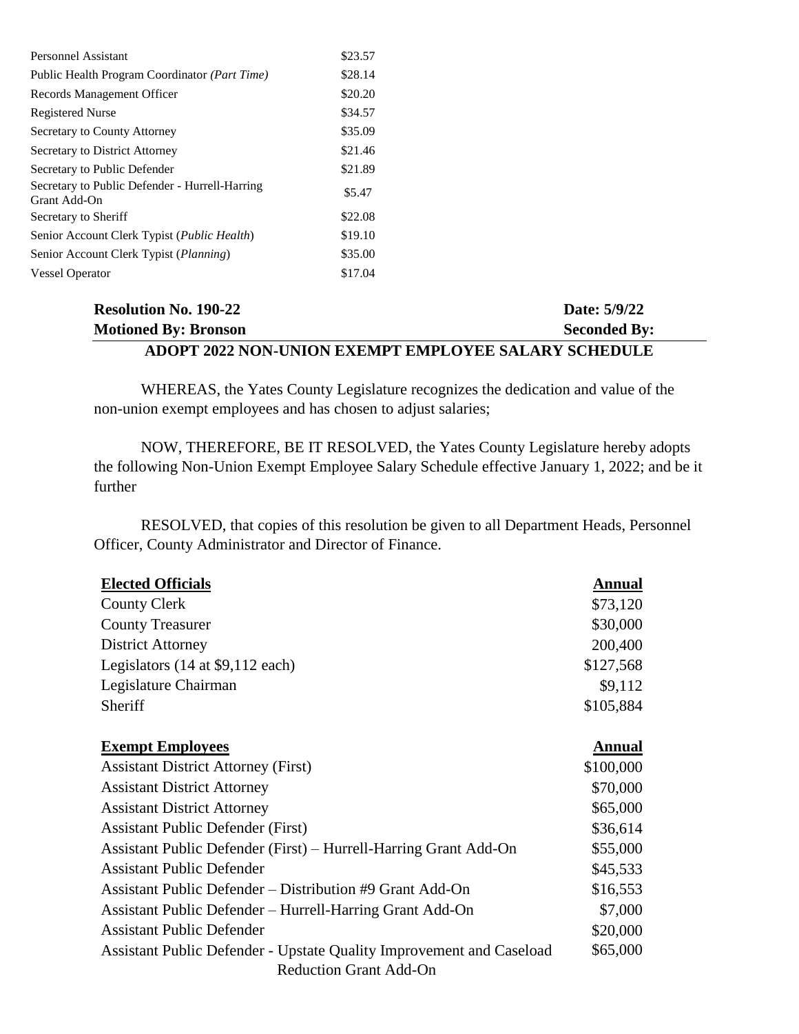| | |
|---|---|
| Personnel Assistant | $23.57 |
| Public Health Program Coordinator *(Part Time)* | $28.14 |
| Records Management Officer | $20.20 |
| Registered Nurse | $34.57 |
| Secretary to County Attorney | $35.09 |
| Secretary to District Attorney | $21.46 |
| Secretary to Public Defender | $21.89 |
| Secretary to Public Defender - Hurrell-Harring Grant Add-On | $5.47 |
| Secretary to Sheriff | $22.08 |
| Senior Account Clerk Typist (*Public Health*) | $19.10 |
| Senior Account Clerk Typist (*Planning*) | $35.00 |
| Vessel Operator | $17.04 |

**Resolution No. 190-22** **Date: 5/9/22**
**Motioned By: Bronson** **Seconded By:**

**ADOPT 2022 NON-UNION EXEMPT EMPLOYEE SALARY SCHEDULE**

WHEREAS, the Yates County Legislature recognizes the dedication and value of the non-union exempt employees and has chosen to adjust salaries;

NOW, THEREFORE, BE IT RESOLVED, the Yates County Legislature hereby adopts the following Non-Union Exempt Employee Salary Schedule effective January 1, 2022; and be it further

RESOLVED, that copies of this resolution be given to all Department Heads, Personnel Officer, County Administrator and Director of Finance.

| **Elected Officials** | **Annual** |
|---|---|
| County Clerk | $73,120 |
| County Treasurer | $30,000 |
| District Attorney | 200,400 |
| Legislators (14 at $9,112 each) | $127,568 |
| Legislature Chairman | $9,112 |
| Sheriff | $105,884 |

| **Exempt Employees** | **Annual** |
|---|---|
| Assistant District Attorney (First) | $100,000 |
| Assistant District Attorney | $70,000 |
| Assistant District Attorney | $65,000 |
| Assistant Public Defender (First) | $36,614 |
| Assistant Public Defender (First) – Hurrell-Harring Grant Add-On | $55,000 |
| Assistant Public Defender | $45,533 |
| Assistant Public Defender – Distribution #9 Grant Add-On | $16,553 |
| Assistant Public Defender – Hurrell-Harring Grant Add-On | $7,000 |
| Assistant Public Defender | $20,000 |
| Assistant Public Defender - Upstate Quality Improvement and Caseload Reduction Grant Add-On | $65,000 |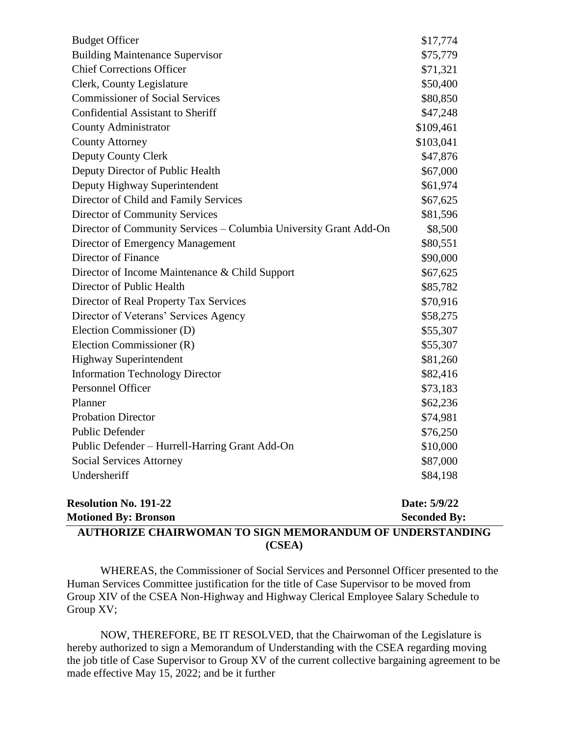| | |
|---|---|
| Budget Officer | $17,774 |
| Building Maintenance Supervisor | $75,779 |
| Chief Corrections Officer | $71,321 |
| Clerk, County Legislature | $50,400 |
| Commissioner of Social Services | $80,850 |
| Confidential Assistant to Sheriff | $47,248 |
| County Administrator | $109,461 |
| County Attorney | $103,041 |
| Deputy County Clerk | $47,876 |
| Deputy Director of Public Health | $67,000 |
| Deputy Highway Superintendent | $61,974 |
| Director of Child and Family Services | $67,625 |
| Director of Community Services | $81,596 |
| Director of Community Services – Columbia University Grant Add-On | $8,500 |
| Director of Emergency Management | $80,551 |
| Director of Finance | $90,000 |
| Director of Income Maintenance & Child Support | $67,625 |
| Director of Public Health | $85,782 |
| Director of Real Property Tax Services | $70,916 |
| Director of Veterans' Services Agency | $58,275 |
| Election Commissioner (D) | $55,307 |
| Election Commissioner (R) | $55,307 |
| Highway Superintendent | $81,260 |
| Information Technology Director | $82,416 |
| Personnel Officer | $73,183 |
| Planner | $62,236 |
| Probation Director | $74,981 |
| Public Defender | $76,250 |
| Public Defender – Hurrell-Harring Grant Add-On | $10,000 |
| Social Services Attorney | $87,000 |
| Undersheriff | $84,198 |

**Resolution No. 191-22** **Date: 5/9/22**
**Motioned By: Bronson** **Seconded By:**

## AUTHORIZE CHAIRWOMAN TO SIGN MEMORANDUM OF UNDERSTANDING (CSEA)

WHEREAS, the Commissioner of Social Services and Personnel Officer presented to the Human Services Committee justification for the title of Case Supervisor to be moved from Group XIV of the CSEA Non-Highway and Highway Clerical Employee Salary Schedule to Group XV;

NOW, THEREFORE, BE IT RESOLVED, that the Chairwoman of the Legislature is hereby authorized to sign a Memorandum of Understanding with the CSEA regarding moving the job title of Case Supervisor to Group XV of the current collective bargaining agreement to be made effective May 15, 2022; and be it further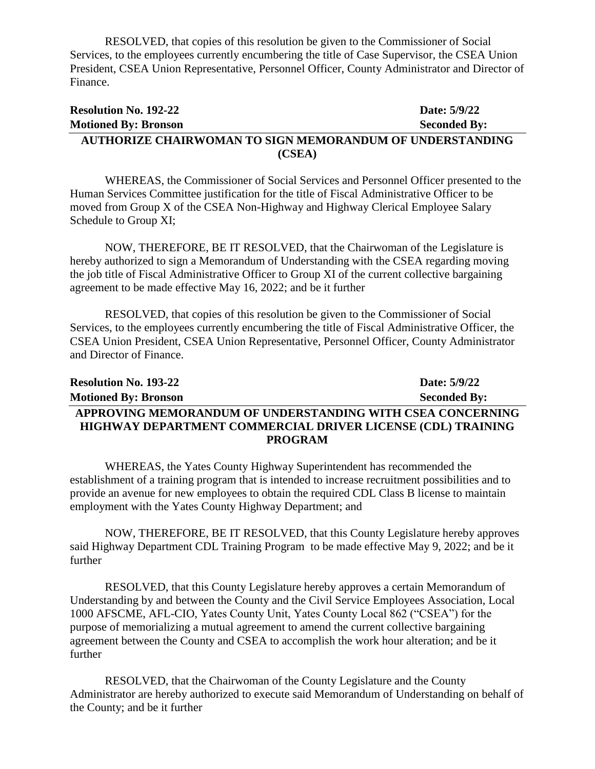RESOLVED, that copies of this resolution be given to the Commissioner of Social Services, to the employees currently encumbering the title of Case Supervisor, the CSEA Union President, CSEA Union Representative, Personnel Officer, County Administrator and Director of Finance.

**Resolution No. 192-22** **Date: 5/9/22**
**Motioned By: Bronson** **Seconded By:**

**AUTHORIZE CHAIRWOMAN TO SIGN MEMORANDUM OF UNDERSTANDING (CSEA)**

WHEREAS, the Commissioner of Social Services and Personnel Officer presented to the Human Services Committee justification for the title of Fiscal Administrative Officer to be moved from Group X of the CSEA Non-Highway and Highway Clerical Employee Salary Schedule to Group XI;

NOW, THEREFORE, BE IT RESOLVED, that the Chairwoman of the Legislature is hereby authorized to sign a Memorandum of Understanding with the CSEA regarding moving the job title of Fiscal Administrative Officer to Group XI of the current collective bargaining agreement to be made effective May 16, 2022; and be it further

RESOLVED, that copies of this resolution be given to the Commissioner of Social Services, to the employees currently encumbering the title of Fiscal Administrative Officer, the CSEA Union President, CSEA Union Representative, Personnel Officer, County Administrator and Director of Finance.

**Resolution No. 193-22** **Date: 5/9/22**
**Motioned By: Bronson** **Seconded By:**

**APPROVING MEMORANDUM OF UNDERSTANDING WITH CSEA CONCERNING HIGHWAY DEPARTMENT COMMERCIAL DRIVER LICENSE (CDL) TRAINING PROGRAM**

WHEREAS, the Yates County Highway Superintendent has recommended the establishment of a training program that is intended to increase recruitment possibilities and to provide an avenue for new employees to obtain the required CDL Class B license to maintain employment with the Yates County Highway Department; and

NOW, THEREFORE, BE IT RESOLVED, that this County Legislature hereby approves said Highway Department CDL Training Program to be made effective May 9, 2022; and be it further

RESOLVED, that this County Legislature hereby approves a certain Memorandum of Understanding by and between the County and the Civil Service Employees Association, Local 1000 AFSCME, AFL-CIO, Yates County Unit, Yates County Local 862 ("CSEA") for the purpose of memorializing a mutual agreement to amend the current collective bargaining agreement between the County and CSEA to accomplish the work hour alteration; and be it further

RESOLVED, that the Chairwoman of the County Legislature and the County Administrator are hereby authorized to execute said Memorandum of Understanding on behalf of the County; and be it further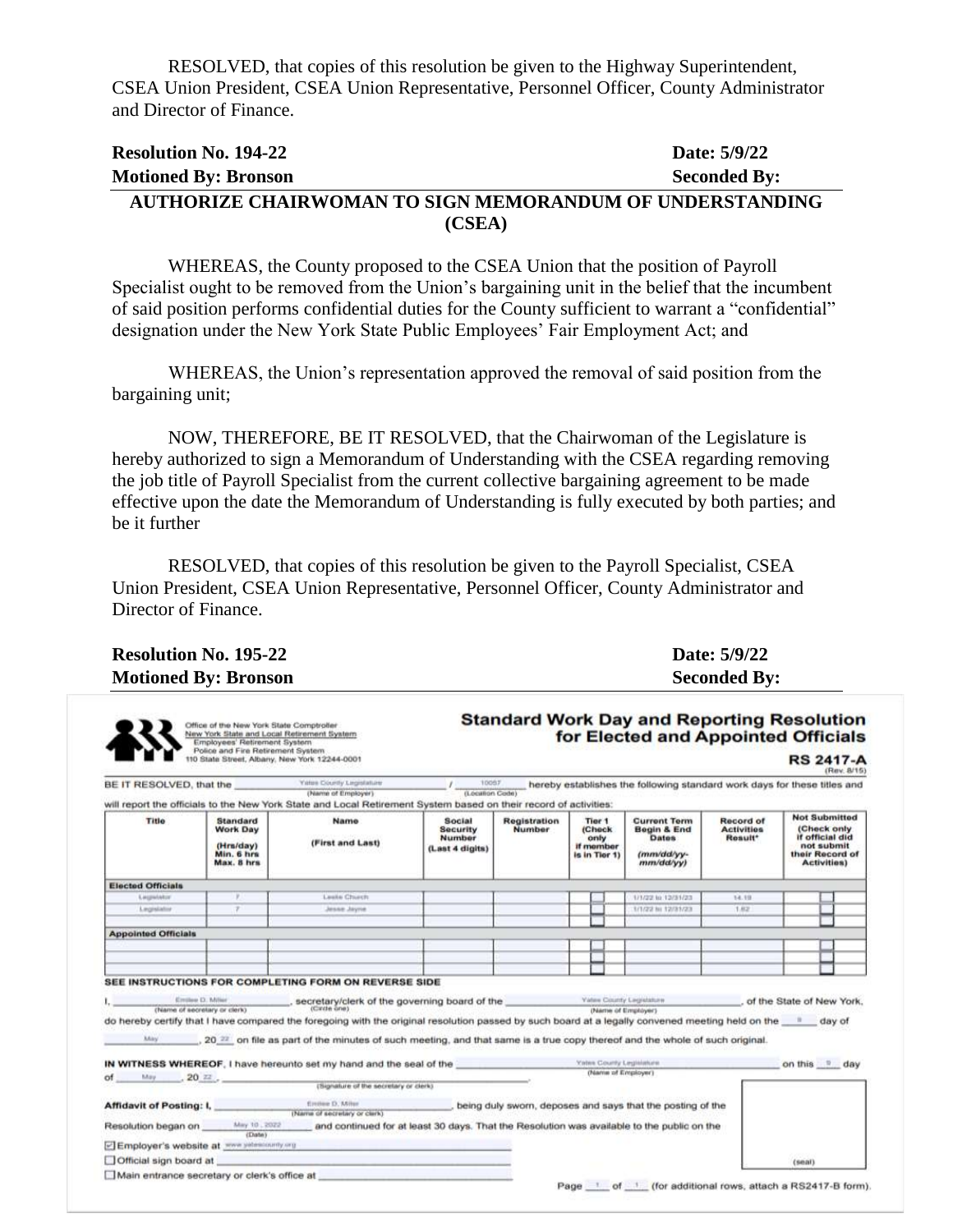RESOLVED, that copies of this resolution be given to the Highway Superintendent, CSEA Union President, CSEA Union Representative, Personnel Officer, County Administrator and Director of Finance.

**Resolution No. 194-22** **Date: 5/9/22**
**Motioned By: Bronson** **Seconded By:**

**AUTHORIZE CHAIRWOMAN TO SIGN MEMORANDUM OF UNDERSTANDING (CSEA)**

WHEREAS, the County proposed to the CSEA Union that the position of Payroll Specialist ought to be removed from the Union's bargaining unit in the belief that the incumbent of said position performs confidential duties for the County sufficient to warrant a "confidential" designation under the New York State Public Employees' Fair Employment Act; and

WHEREAS, the Union's representation approved the removal of said position from the bargaining unit;

NOW, THEREFORE, BE IT RESOLVED, that the Chairwoman of the Legislature is hereby authorized to sign a Memorandum of Understanding with the CSEA regarding removing the job title of Payroll Specialist from the current collective bargaining agreement to be made effective upon the date the Memorandum of Understanding is fully executed by both parties; and be it further

RESOLVED, that copies of this resolution be given to the Payroll Specialist, CSEA Union President, CSEA Union Representative, Personnel Officer, County Administrator and Director of Finance.

**Resolution No. 195-22** **Date: 5/9/22**
**Motioned By: Bronson** **Seconded By:**

Office of the New York State Comptroller
New York State and Local Retirement System
Employees' Retirement System
Police and Fire Retirement System
110 State Street, Albany, New York 12244-0001

**Standard Work Day and Reporting Resolution for Elected and Appointed Officials**

**RS 2417-A** (Rev. 8/15)

BE IT RESOLVED, that the Yates County Legislature (Name of Employer) / 10057 (Location Code) hereby establishes the following standard work days for these titles and will report the officials to the New York State and Local Retirement System based on their record of activities:

| Title | Standard Work Day (Hrs/day) Min. 6 hrs Max. 8 hrs | Name (First and Last) | Social Security Number (Last 4 digits) | Registration Number | Tier 1 (Check only if member is in Tier 1) | Current Term Begin & End Dates (mm/dd/yy-mm/dd/yy) | Record of Activities Result* | Not Submitted (Check only if official did not submit their Record of Activities) |
|---|---|---|---|---|---|---|---|---|
| **Elected Officials** | | | | | | | | |
| Legislator | 7 | Leslie Church | | | ☐ | 1/1/22 to 12/31/23 | 14.19 | ☐ |
| Legislator | 7 | Jesse Jayne | | | ☐ | 1/1/22 to 12/31/23 | 1.62 | ☐ |
| | | | | | ☐ | | | ☐ |
| **Appointed Officials** | | | | | | | | |
| | | | | | ☐ | | | ☐ |
| | | | | | ☐ | | | ☐ |
| | | | | | ☐ | | | ☐ |

SEE INSTRUCTIONS FOR COMPLETING FORM ON REVERSE SIDE

I, Emilee D. Miller (Name of secretary or clerk), secretary/clerk (Circle one) of the governing board of the Yates County Legislature (Name of Employer), of the State of New York, do hereby certify that I have compared the foregoing with the original resolution passed by such board at a legally convened meeting held on the 9 day of May, 20 22 on file as part of the minutes of such meeting, and that same is a true copy thereof and the whole of such original.

IN WITNESS WHEREOF, I have hereunto set my hand and the seal of the Yates County Legislature (Name of Employer) on this 9 day of May, 20 22.

(Signature of the secretary or clerk)

Affidavit of Posting: I, Emilee D. Miller (Name of secretary or clerk), being duly sworn, deposes and says that the posting of the Resolution began on May 10, 2022 (Date) and continued for at least 30 days. That the Resolution was available to the public on the

☑ Employer's website at www.yatescounty.org

☐ Official sign board at

☐ Main entrance secretary or clerk's office at

(seal)

Page 1 of 1 (for additional rows, attach a RS2417-B form).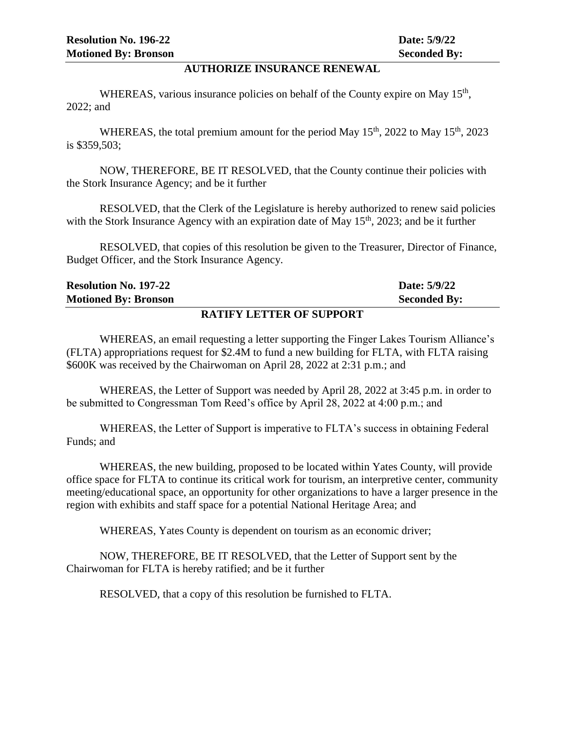**Resolution No. 196-22** **Date: 5/9/22**
**Motioned By: Bronson** **Seconded By:**

## AUTHORIZE INSURANCE RENEWAL

WHEREAS, various insurance policies on behalf of the County expire on May 15th, 2022; and

WHEREAS, the total premium amount for the period May 15th, 2022 to May 15th, 2023 is $359,503;

NOW, THEREFORE, BE IT RESOLVED, that the County continue their policies with the Stork Insurance Agency; and be it further

RESOLVED, that the Clerk of the Legislature is hereby authorized to renew said policies with the Stork Insurance Agency with an expiration date of May 15th, 2023; and be it further

RESOLVED, that copies of this resolution be given to the Treasurer, Director of Finance, Budget Officer, and the Stork Insurance Agency.

**Resolution No. 197-22** **Date: 5/9/22**
**Motioned By: Bronson** **Seconded By:**

## RATIFY LETTER OF SUPPORT

WHEREAS, an email requesting a letter supporting the Finger Lakes Tourism Alliance's (FLTA) appropriations request for $2.4M to fund a new building for FLTA, with FLTA raising $600K was received by the Chairwoman on April 28, 2022 at 2:31 p.m.; and

WHEREAS, the Letter of Support was needed by April 28, 2022 at 3:45 p.m. in order to be submitted to Congressman Tom Reed's office by April 28, 2022 at 4:00 p.m.; and

WHEREAS, the Letter of Support is imperative to FLTA's success in obtaining Federal Funds; and

WHEREAS, the new building, proposed to be located within Yates County, will provide office space for FLTA to continue its critical work for tourism, an interpretive center, community meeting/educational space, an opportunity for other organizations to have a larger presence in the region with exhibits and staff space for a potential National Heritage Area; and

WHEREAS, Yates County is dependent on tourism as an economic driver;

NOW, THEREFORE, BE IT RESOLVED, that the Letter of Support sent by the Chairwoman for FLTA is hereby ratified; and be it further

RESOLVED, that a copy of this resolution be furnished to FLTA.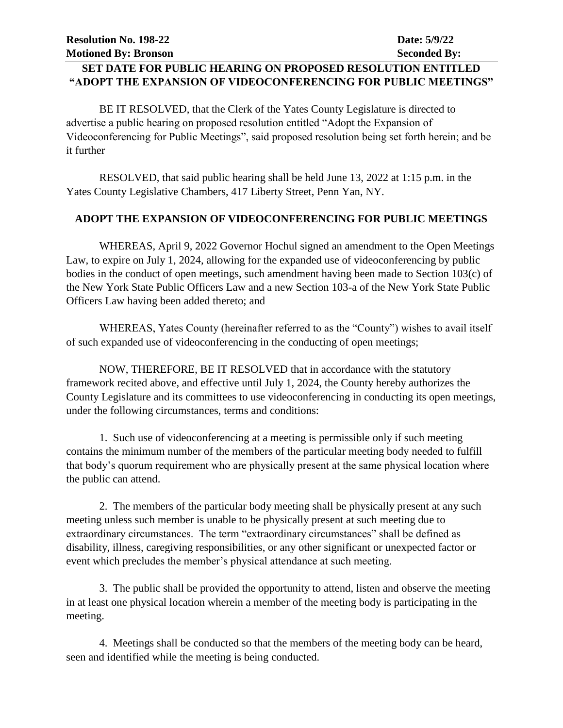**Resolution No. 198-22** **Date: 5/9/22**
**Motioned By: Bronson** **Seconded By:**

## SET DATE FOR PUBLIC HEARING ON PROPOSED RESOLUTION ENTITLED "ADOPT THE EXPANSION OF VIDEOCONFERENCING FOR PUBLIC MEETINGS"

BE IT RESOLVED, that the Clerk of the Yates County Legislature is directed to advertise a public hearing on proposed resolution entitled "Adopt the Expansion of Videoconferencing for Public Meetings", said proposed resolution being set forth herein; and be it further

RESOLVED, that said public hearing shall be held June 13, 2022 at 1:15 p.m. in the Yates County Legislative Chambers, 417 Liberty Street, Penn Yan, NY.

## ADOPT THE EXPANSION OF VIDEOCONFERENCING FOR PUBLIC MEETINGS

WHEREAS, April 9, 2022 Governor Hochul signed an amendment to the Open Meetings Law, to expire on July 1, 2024, allowing for the expanded use of videoconferencing by public bodies in the conduct of open meetings, such amendment having been made to Section 103(c) of the New York State Public Officers Law and a new Section 103-a of the New York State Public Officers Law having been added thereto; and

WHEREAS, Yates County (hereinafter referred to as the "County") wishes to avail itself of such expanded use of videoconferencing in the conducting of open meetings;

NOW, THEREFORE, BE IT RESOLVED that in accordance with the statutory framework recited above, and effective until July 1, 2024, the County hereby authorizes the County Legislature and its committees to use videoconferencing in conducting its open meetings, under the following circumstances, terms and conditions:

1. Such use of videoconferencing at a meeting is permissible only if such meeting contains the minimum number of the members of the particular meeting body needed to fulfill that body's quorum requirement who are physically present at the same physical location where the public can attend.

2. The members of the particular body meeting shall be physically present at any such meeting unless such member is unable to be physically present at such meeting due to extraordinary circumstances. The term "extraordinary circumstances" shall be defined as disability, illness, caregiving responsibilities, or any other significant or unexpected factor or event which precludes the member's physical attendance at such meeting.

3. The public shall be provided the opportunity to attend, listen and observe the meeting in at least one physical location wherein a member of the meeting body is participating in the meeting.

4. Meetings shall be conducted so that the members of the meeting body can be heard, seen and identified while the meeting is being conducted.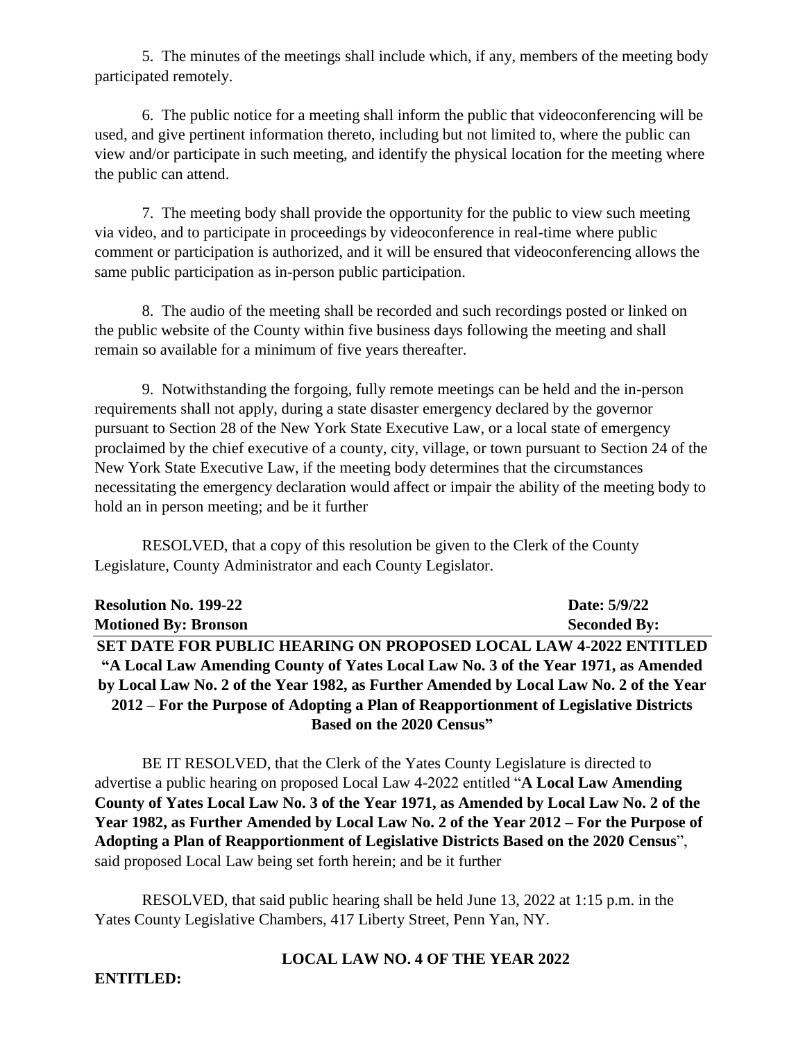5. The minutes of the meetings shall include which, if any, members of the meeting body participated remotely.

6. The public notice for a meeting shall inform the public that videoconferencing will be used, and give pertinent information thereto, including but not limited to, where the public can view and/or participate in such meeting, and identify the physical location for the meeting where the public can attend.

7. The meeting body shall provide the opportunity for the public to view such meeting via video, and to participate in proceedings by videoconference in real-time where public comment or participation is authorized, and it will be ensured that videoconferencing allows the same public participation as in-person public participation.

8. The audio of the meeting shall be recorded and such recordings posted or linked on the public website of the County within five business days following the meeting and shall remain so available for a minimum of five years thereafter.

9. Notwithstanding the forgoing, fully remote meetings can be held and the in-person requirements shall not apply, during a state disaster emergency declared by the governor pursuant to Section 28 of the New York State Executive Law, or a local state of emergency proclaimed by the chief executive of a county, city, village, or town pursuant to Section 24 of the New York State Executive Law, if the meeting body determines that the circumstances necessitating the emergency declaration would affect or impair the ability of the meeting body to hold an in person meeting; and be it further

RESOLVED, that a copy of this resolution be given to the Clerk of the County Legislature, County Administrator and each County Legislator.

**Resolution No. 199-22** **Date: 5/9/22**
**Motioned By: Bronson** **Seconded By:**

**SET DATE FOR PUBLIC HEARING ON PROPOSED LOCAL LAW 4-2022 ENTITLED "A Local Law Amending County of Yates Local Law No. 3 of the Year 1971, as Amended by Local Law No. 2 of the Year 1982, as Further Amended by Local Law No. 2 of the Year 2012 – For the Purpose of Adopting a Plan of Reapportionment of Legislative Districts Based on the 2020 Census"**

BE IT RESOLVED, that the Clerk of the Yates County Legislature is directed to advertise a public hearing on proposed Local Law 4-2022 entitled "**A Local Law Amending County of Yates Local Law No. 3 of the Year 1971, as Amended by Local Law No. 2 of the Year 1982, as Further Amended by Local Law No. 2 of the Year 2012 – For the Purpose of Adopting a Plan of Reapportionment of Legislative Districts Based on the 2020 Census**", said proposed Local Law being set forth herein; and be it further

RESOLVED, that said public hearing shall be held June 13, 2022 at 1:15 p.m. in the Yates County Legislative Chambers, 417 Liberty Street, Penn Yan, NY.

**LOCAL LAW NO. 4 OF THE YEAR 2022**

**ENTITLED:**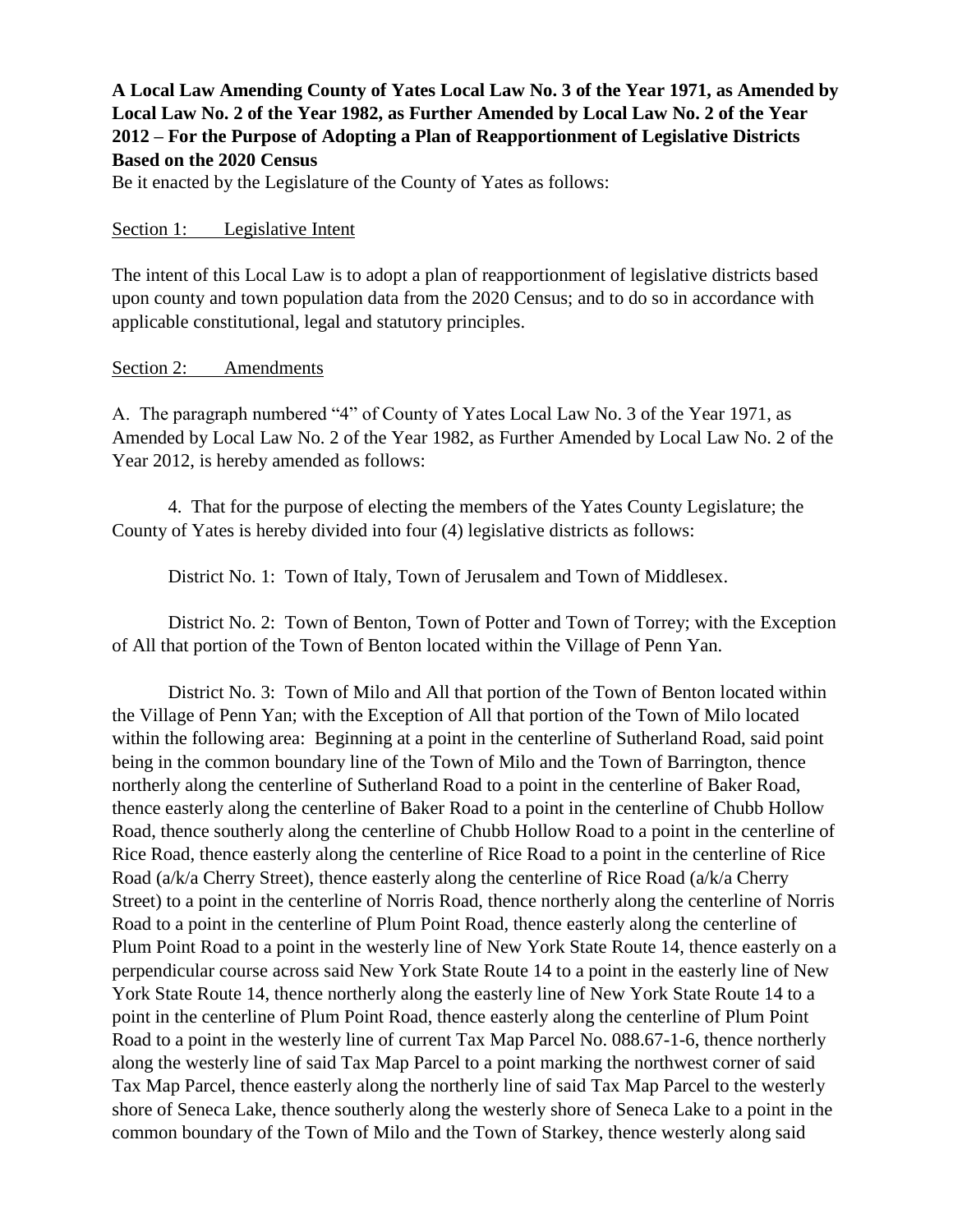**A Local Law Amending County of Yates Local Law No. 3 of the Year 1971, as Amended by Local Law No. 2 of the Year 1982, as Further Amended by Local Law No. 2 of the Year 2012 – For the Purpose of Adopting a Plan of Reapportionment of Legislative Districts Based on the 2020 Census**

Be it enacted by the Legislature of the County of Yates as follows:

Section 1: Legislative Intent

The intent of this Local Law is to adopt a plan of reapportionment of legislative districts based upon county and town population data from the 2020 Census; and to do so in accordance with applicable constitutional, legal and statutory principles.

Section 2: Amendments

A. The paragraph numbered "4" of County of Yates Local Law No. 3 of the Year 1971, as Amended by Local Law No. 2 of the Year 1982, as Further Amended by Local Law No. 2 of the Year 2012, is hereby amended as follows:

4. That for the purpose of electing the members of the Yates County Legislature; the County of Yates is hereby divided into four (4) legislative districts as follows:

District No. 1: Town of Italy, Town of Jerusalem and Town of Middlesex.

District No. 2: Town of Benton, Town of Potter and Town of Torrey; with the Exception of All that portion of the Town of Benton located within the Village of Penn Yan.

District No. 3: Town of Milo and All that portion of the Town of Benton located within the Village of Penn Yan; with the Exception of All that portion of the Town of Milo located within the following area: Beginning at a point in the centerline of Sutherland Road, said point being in the common boundary line of the Town of Milo and the Town of Barrington, thence northerly along the centerline of Sutherland Road to a point in the centerline of Baker Road, thence easterly along the centerline of Baker Road to a point in the centerline of Chubb Hollow Road, thence southerly along the centerline of Chubb Hollow Road to a point in the centerline of Rice Road, thence easterly along the centerline of Rice Road to a point in the centerline of Rice Road (a/k/a Cherry Street), thence easterly along the centerline of Rice Road (a/k/a Cherry Street) to a point in the centerline of Norris Road, thence northerly along the centerline of Norris Road to a point in the centerline of Plum Point Road, thence easterly along the centerline of Plum Point Road to a point in the westerly line of New York State Route 14, thence easterly on a perpendicular course across said New York State Route 14 to a point in the easterly line of New York State Route 14, thence northerly along the easterly line of New York State Route 14 to a point in the centerline of Plum Point Road, thence easterly along the centerline of Plum Point Road to a point in the westerly line of current Tax Map Parcel No. 088.67-1-6, thence northerly along the westerly line of said Tax Map Parcel to a point marking the northwest corner of said Tax Map Parcel, thence easterly along the northerly line of said Tax Map Parcel to the westerly shore of Seneca Lake, thence southerly along the westerly shore of Seneca Lake to a point in the common boundary of the Town of Milo and the Town of Starkey, thence westerly along said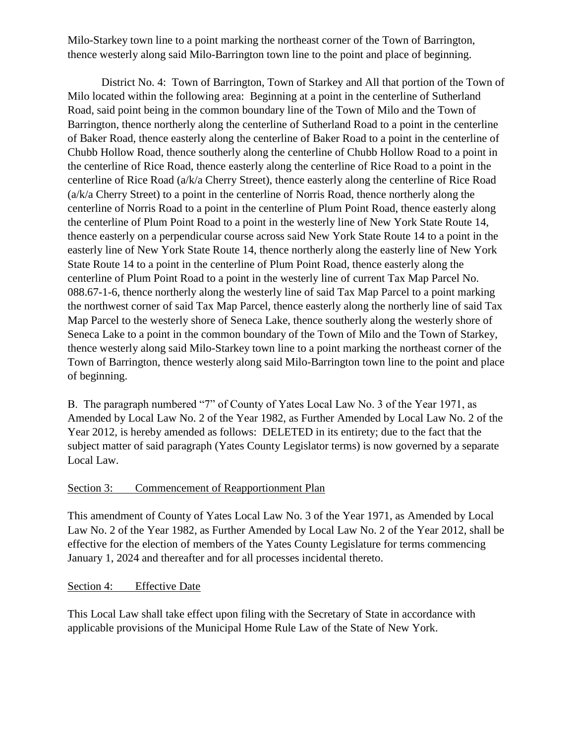Milo-Starkey town line to a point marking the northeast corner of the Town of Barrington, thence westerly along said Milo-Barrington town line to the point and place of beginning.

District No. 4: Town of Barrington, Town of Starkey and All that portion of the Town of Milo located within the following area: Beginning at a point in the centerline of Sutherland Road, said point being in the common boundary line of the Town of Milo and the Town of Barrington, thence northerly along the centerline of Sutherland Road to a point in the centerline of Baker Road, thence easterly along the centerline of Baker Road to a point in the centerline of Chubb Hollow Road, thence southerly along the centerline of Chubb Hollow Road to a point in the centerline of Rice Road, thence easterly along the centerline of Rice Road to a point in the centerline of Rice Road (a/k/a Cherry Street), thence easterly along the centerline of Rice Road (a/k/a Cherry Street) to a point in the centerline of Norris Road, thence northerly along the centerline of Norris Road to a point in the centerline of Plum Point Road, thence easterly along the centerline of Plum Point Road to a point in the westerly line of New York State Route 14, thence easterly on a perpendicular course across said New York State Route 14 to a point in the easterly line of New York State Route 14, thence northerly along the easterly line of New York State Route 14 to a point in the centerline of Plum Point Road, thence easterly along the centerline of Plum Point Road to a point in the westerly line of current Tax Map Parcel No. 088.67-1-6, thence northerly along the westerly line of said Tax Map Parcel to a point marking the northwest corner of said Tax Map Parcel, thence easterly along the northerly line of said Tax Map Parcel to the westerly shore of Seneca Lake, thence southerly along the westerly shore of Seneca Lake to a point in the common boundary of the Town of Milo and the Town of Starkey, thence westerly along said Milo-Starkey town line to a point marking the northeast corner of the Town of Barrington, thence westerly along said Milo-Barrington town line to the point and place of beginning.

B. The paragraph numbered "7" of County of Yates Local Law No. 3 of the Year 1971, as Amended by Local Law No. 2 of the Year 1982, as Further Amended by Local Law No. 2 of the Year 2012, is hereby amended as follows: DELETED in its entirety; due to the fact that the subject matter of said paragraph (Yates County Legislator terms) is now governed by a separate Local Law.

Section 3: Commencement of Reapportionment Plan

This amendment of County of Yates Local Law No. 3 of the Year 1971, as Amended by Local Law No. 2 of the Year 1982, as Further Amended by Local Law No. 2 of the Year 2012, shall be effective for the election of members of the Yates County Legislature for terms commencing January 1, 2024 and thereafter and for all processes incidental thereto.

Section 4: Effective Date

This Local Law shall take effect upon filing with the Secretary of State in accordance with applicable provisions of the Municipal Home Rule Law of the State of New York.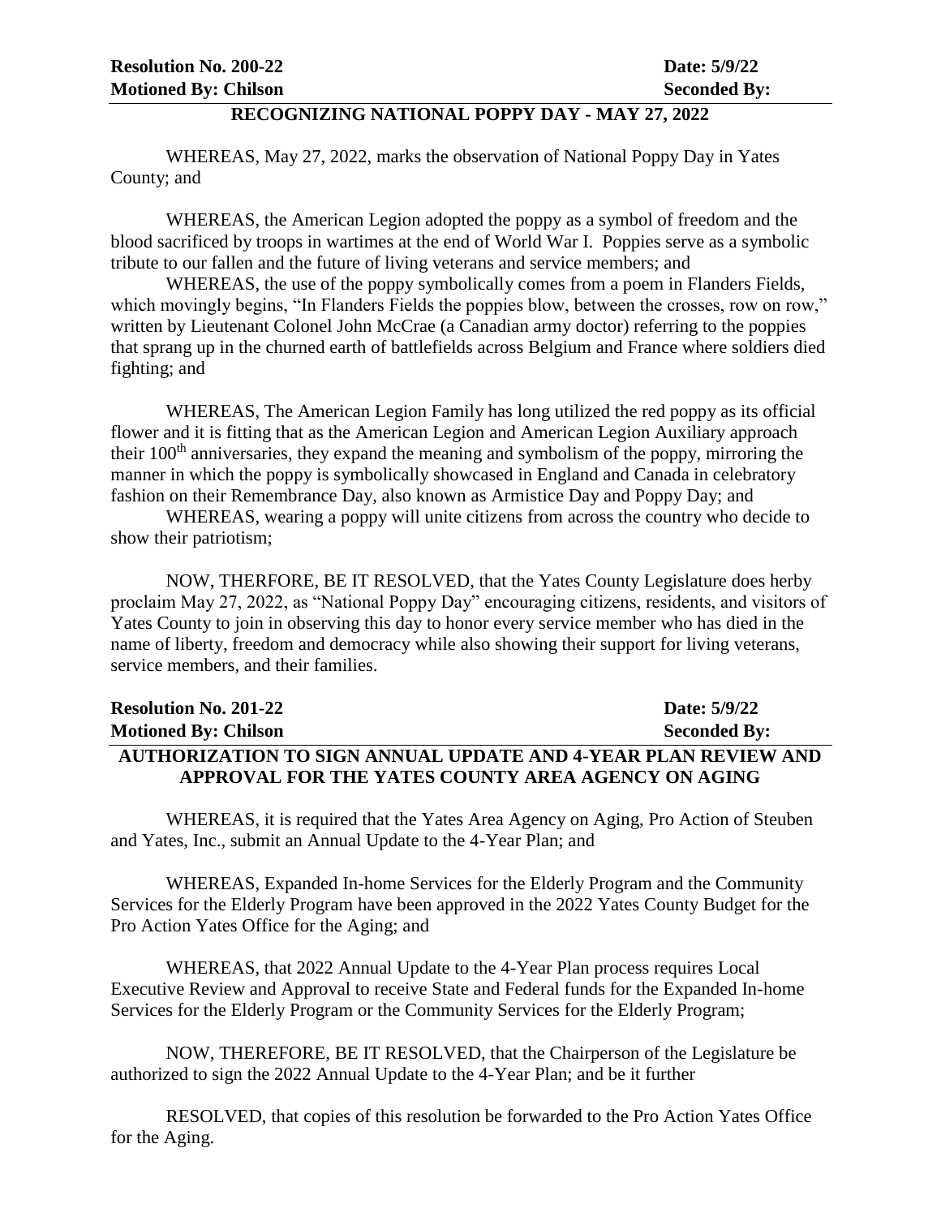**Resolution No. 200-22** **Date: 5/9/22**
**Motioned By: Chilson** **Seconded By:**

**RECOGNIZING NATIONAL POPPY DAY - MAY 27, 2022**

WHEREAS, May 27, 2022, marks the observation of National Poppy Day in Yates County; and

WHEREAS, the American Legion adopted the poppy as a symbol of freedom and the blood sacrificed by troops in wartimes at the end of World War I. Poppies serve as a symbolic tribute to our fallen and the future of living veterans and service members; and

WHEREAS, the use of the poppy symbolically comes from a poem in Flanders Fields, which movingly begins, "In Flanders Fields the poppies blow, between the crosses, row on row," written by Lieutenant Colonel John McCrae (a Canadian army doctor) referring to the poppies that sprang up in the churned earth of battlefields across Belgium and France where soldiers died fighting; and

WHEREAS, The American Legion Family has long utilized the red poppy as its official flower and it is fitting that as the American Legion and American Legion Auxiliary approach their 100th anniversaries, they expand the meaning and symbolism of the poppy, mirroring the manner in which the poppy is symbolically showcased in England and Canada in celebratory fashion on their Remembrance Day, also known as Armistice Day and Poppy Day; and

WHEREAS, wearing a poppy will unite citizens from across the country who decide to show their patriotism;

NOW, THERFORE, BE IT RESOLVED, that the Yates County Legislature does herby proclaim May 27, 2022, as "National Poppy Day" encouraging citizens, residents, and visitors of Yates County to join in observing this day to honor every service member who has died in the name of liberty, freedom and democracy while also showing their support for living veterans, service members, and their families.

**Resolution No. 201-22** **Date: 5/9/22**
**Motioned By: Chilson** **Seconded By:**

**AUTHORIZATION TO SIGN ANNUAL UPDATE AND 4-YEAR PLAN REVIEW AND APPROVAL FOR THE YATES COUNTY AREA AGENCY ON AGING**

WHEREAS, it is required that the Yates Area Agency on Aging, Pro Action of Steuben and Yates, Inc., submit an Annual Update to the 4-Year Plan; and

WHEREAS, Expanded In-home Services for the Elderly Program and the Community Services for the Elderly Program have been approved in the 2022 Yates County Budget for the Pro Action Yates Office for the Aging; and

WHEREAS, that 2022 Annual Update to the 4-Year Plan process requires Local Executive Review and Approval to receive State and Federal funds for the Expanded In-home Services for the Elderly Program or the Community Services for the Elderly Program;

NOW, THEREFORE, BE IT RESOLVED, that the Chairperson of the Legislature be authorized to sign the 2022 Annual Update to the 4-Year Plan; and be it further

RESOLVED, that copies of this resolution be forwarded to the Pro Action Yates Office for the Aging.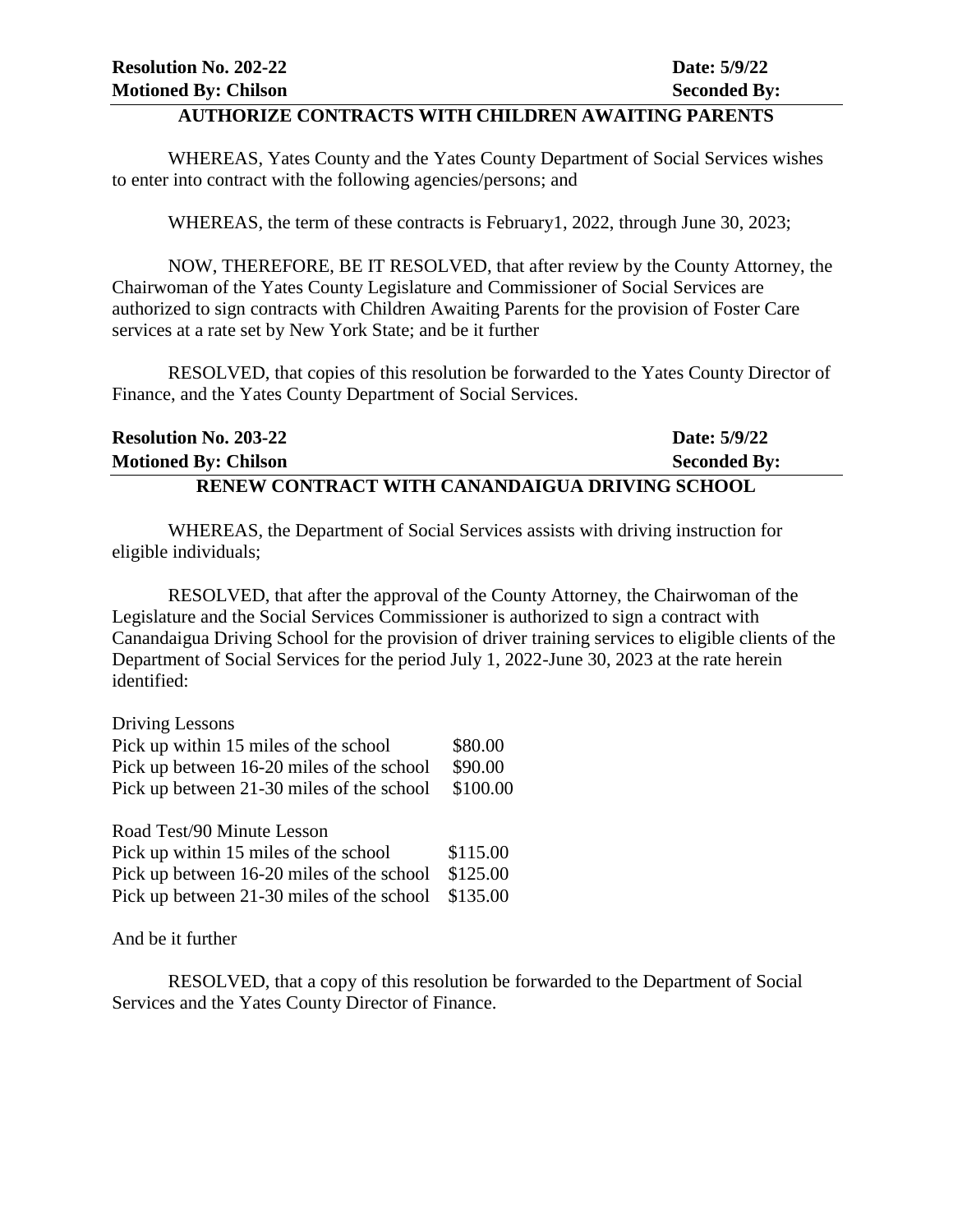**Resolution No. 202-22** **Date: 5/9/22**
**Motioned By: Chilson** **Seconded By:**

### AUTHORIZE CONTRACTS WITH CHILDREN AWAITING PARENTS

WHEREAS, Yates County and the Yates County Department of Social Services wishes to enter into contract with the following agencies/persons; and

WHEREAS, the term of these contracts is February1, 2022, through June 30, 2023;

NOW, THEREFORE, BE IT RESOLVED, that after review by the County Attorney, the Chairwoman of the Yates County Legislature and Commissioner of Social Services are authorized to sign contracts with Children Awaiting Parents for the provision of Foster Care services at a rate set by New York State; and be it further

RESOLVED, that copies of this resolution be forwarded to the Yates County Director of Finance, and the Yates County Department of Social Services.

**Resolution No. 203-22** **Date: 5/9/22**
**Motioned By: Chilson** **Seconded By:**

### RENEW CONTRACT WITH CANANDAIGUA DRIVING SCHOOL

WHEREAS, the Department of Social Services assists with driving instruction for eligible individuals;

RESOLVED, that after the approval of the County Attorney, the Chairwoman of the Legislature and the Social Services Commissioner is authorized to sign a contract with Canandaigua Driving School for the provision of driver training services to eligible clients of the Department of Social Services for the period July 1, 2022-June 30, 2023 at the rate herein identified:

| Driving Lessons | |
|---|---|
| Pick up within 15 miles of the school | \$80.00 |
| Pick up between 16-20 miles of the school | \$90.00 |
| Pick up between 21-30 miles of the school | \$100.00 |

| Road Test/90 Minute Lesson | |
|---|---|
| Pick up within 15 miles of the school | \$115.00 |
| Pick up between 16-20 miles of the school | \$125.00 |
| Pick up between 21-30 miles of the school | \$135.00 |

And be it further

RESOLVED, that a copy of this resolution be forwarded to the Department of Social Services and the Yates County Director of Finance.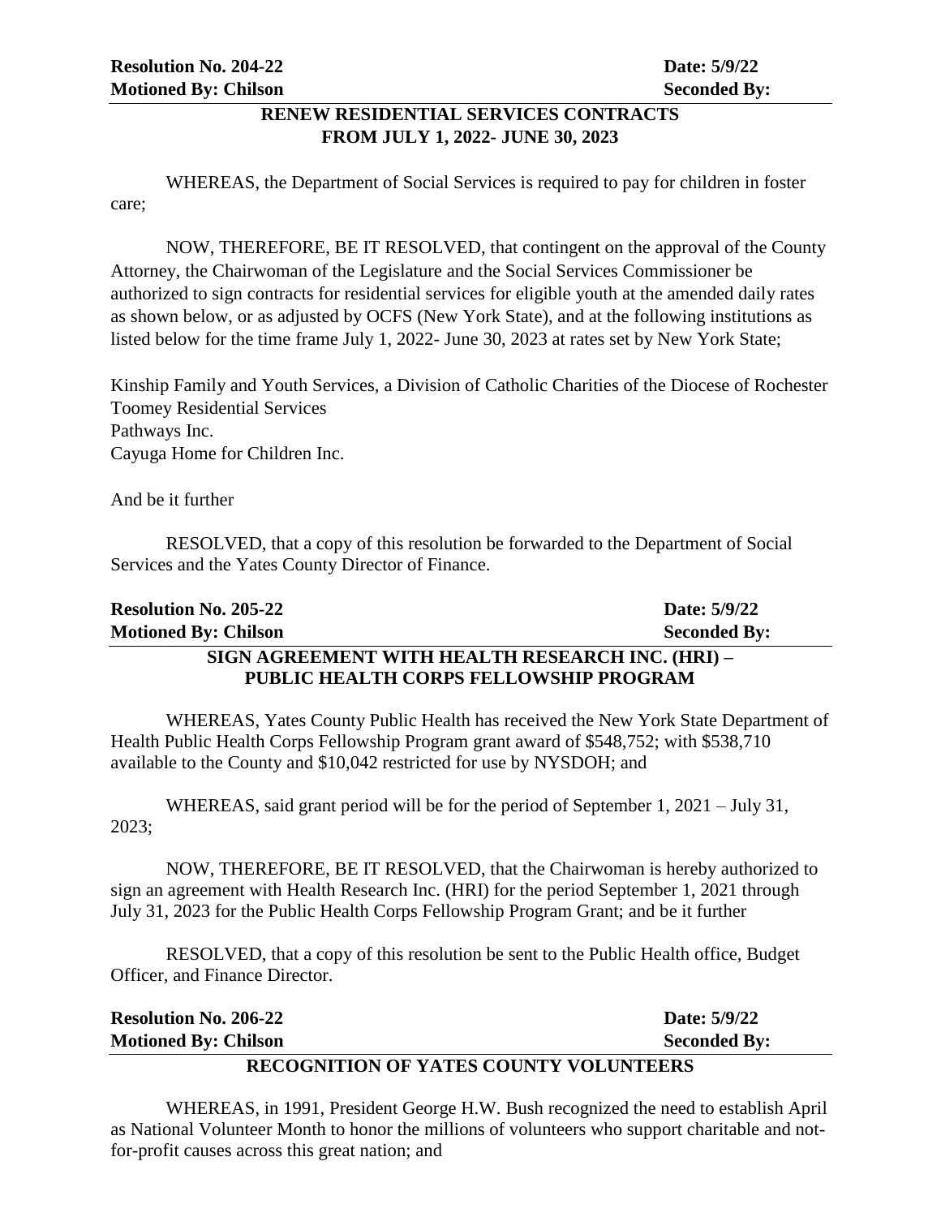**Resolution No. 204-22** **Date: 5/9/22**
**Motioned By: Chilson** **Seconded By:**

**RENEW RESIDENTIAL SERVICES CONTRACTS FROM JULY 1, 2022- JUNE 30, 2023**

WHEREAS, the Department of Social Services is required to pay for children in foster care;

NOW, THEREFORE, BE IT RESOLVED, that contingent on the approval of the County Attorney, the Chairwoman of the Legislature and the Social Services Commissioner be authorized to sign contracts for residential services for eligible youth at the amended daily rates as shown below, or as adjusted by OCFS (New York State), and at the following institutions as listed below for the time frame July 1, 2022- June 30, 2023 at rates set by New York State;

Kinship Family and Youth Services, a Division of Catholic Charities of the Diocese of Rochester
Toomey Residential Services
Pathways Inc.
Cayuga Home for Children Inc.

And be it further

RESOLVED, that a copy of this resolution be forwarded to the Department of Social Services and the Yates County Director of Finance.

**Resolution No. 205-22** **Date: 5/9/22**
**Motioned By: Chilson** **Seconded By:**

**SIGN AGREEMENT WITH HEALTH RESEARCH INC. (HRI) – PUBLIC HEALTH CORPS FELLOWSHIP PROGRAM**

WHEREAS, Yates County Public Health has received the New York State Department of Health Public Health Corps Fellowship Program grant award of $548,752; with $538,710 available to the County and $10,042 restricted for use by NYSDOH; and

WHEREAS, said grant period will be for the period of September 1, 2021 – July 31, 2023;

NOW, THEREFORE, BE IT RESOLVED, that the Chairwoman is hereby authorized to sign an agreement with Health Research Inc. (HRI) for the period September 1, 2021 through July 31, 2023 for the Public Health Corps Fellowship Program Grant; and be it further

RESOLVED, that a copy of this resolution be sent to the Public Health office, Budget Officer, and Finance Director.

**Resolution No. 206-22** **Date: 5/9/22**
**Motioned By: Chilson** **Seconded By:**

**RECOGNITION OF YATES COUNTY VOLUNTEERS**

WHEREAS, in 1991, President George H.W. Bush recognized the need to establish April as National Volunteer Month to honor the millions of volunteers who support charitable and not-for-profit causes across this great nation; and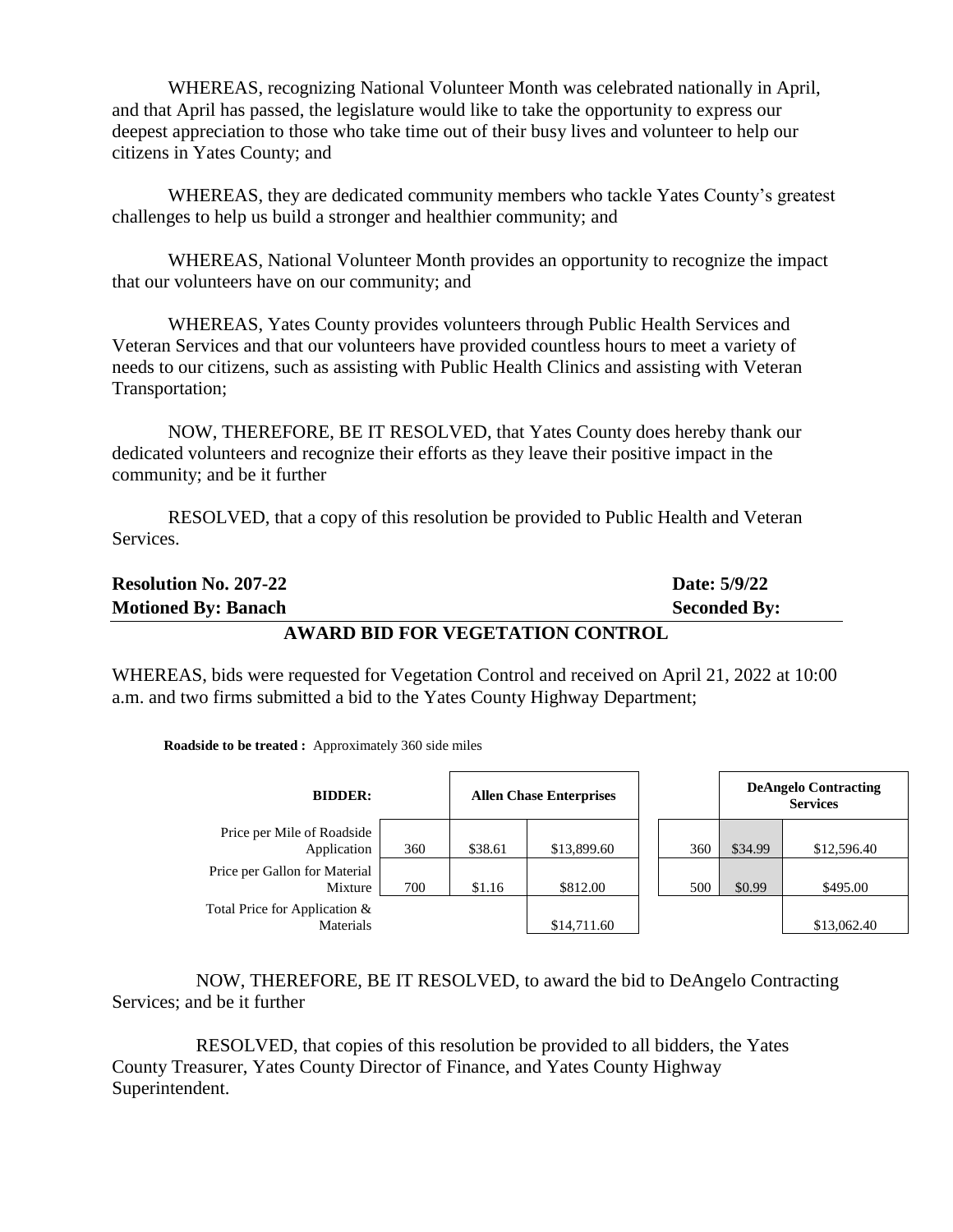WHEREAS, recognizing National Volunteer Month was celebrated nationally in April, and that April has passed, the legislature would like to take the opportunity to express our deepest appreciation to those who take time out of their busy lives and volunteer to help our citizens in Yates County; and

WHEREAS, they are dedicated community members who tackle Yates County's greatest challenges to help us build a stronger and healthier community; and

WHEREAS, National Volunteer Month provides an opportunity to recognize the impact that our volunteers have on our community; and

WHEREAS, Yates County provides volunteers through Public Health Services and Veteran Services and that our volunteers have provided countless hours to meet a variety of needs to our citizens, such as assisting with Public Health Clinics and assisting with Veteran Transportation;

NOW, THEREFORE, BE IT RESOLVED, that Yates County does hereby thank our dedicated volunteers and recognize their efforts as they leave their positive impact in the community; and be it further

RESOLVED, that a copy of this resolution be provided to Public Health and Veteran Services.

**Resolution No. 207-22** **Date: 5/9/22**
**Motioned By: Banach** **Seconded By:**

## AWARD BID FOR VEGETATION CONTROL

WHEREAS, bids were requested for Vegetation Control and received on April 21, 2022 at 10:00 a.m. and two firms submitted a bid to the Yates County Highway Department;

**Roadside to be treated :** Approximately 360 side miles

| BIDDER: | | Allen Chase Enterprises | | | DeAngelo Contracting Services | |
|---|---|---|---|---|---|---|
| Price per Mile of Roadside Application | 360 | $38.61 | $13,899.60 | 360 | $34.99 | $12,596.40 |
| Price per Gallon for Material Mixture | 700 | $1.16 | $812.00 | 500 | $0.99 | $495.00 |
| Total Price for Application & Materials | | | $14,711.60 | | | $13,062.40 |

NOW, THEREFORE, BE IT RESOLVED, to award the bid to DeAngelo Contracting Services; and be it further

RESOLVED, that copies of this resolution be provided to all bidders, the Yates County Treasurer, Yates County Director of Finance, and Yates County Highway Superintendent.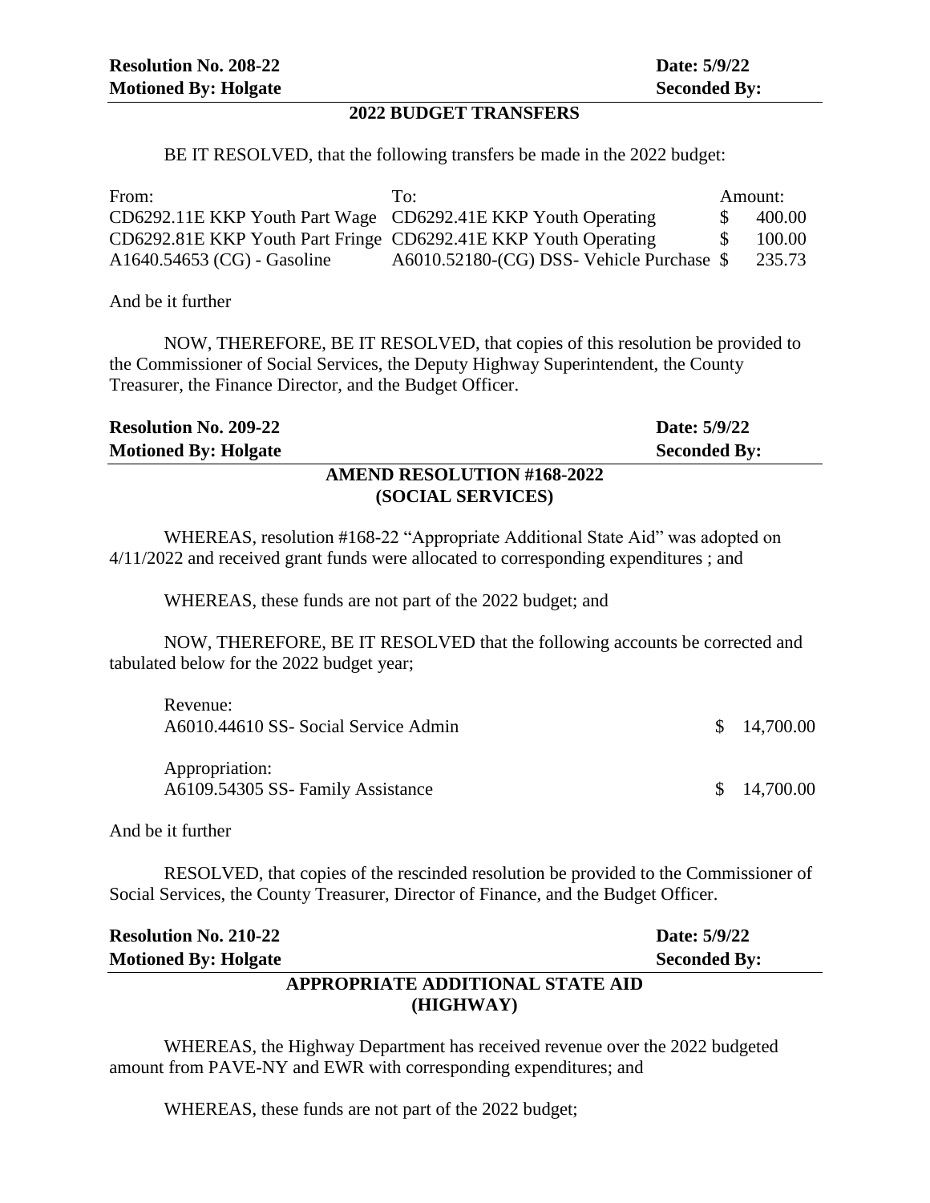**Resolution No. 208-22** **Date: 5/9/22**
**Motioned By: Holgate** **Seconded By:**

### 2022 BUDGET TRANSFERS

BE IT RESOLVED, that the following transfers be made in the 2022 budget:

| From: | To: | Amount: |
|---|---|---|
| CD6292.11E KKP Youth Part Wage | CD6292.41E KKP Youth Operating | $ 400.00 |
| CD6292.81E KKP Youth Part Fringe | CD6292.41E KKP Youth Operating | $ 100.00 |
| A1640.54653 (CG) - Gasoline | A6010.52180-(CG) DSS- Vehicle Purchase | $ 235.73 |

And be it further

NOW, THEREFORE, BE IT RESOLVED, that copies of this resolution be provided to the Commissioner of Social Services, the Deputy Highway Superintendent, the County Treasurer, the Finance Director, and the Budget Officer.

**Resolution No. 209-22** **Date: 5/9/22**
**Motioned By: Holgate** **Seconded By:**

### AMEND RESOLUTION #168-2022 (SOCIAL SERVICES)

WHEREAS, resolution #168-22 "Appropriate Additional State Aid" was adopted on 4/11/2022 and received grant funds were allocated to corresponding expenditures ; and

WHEREAS, these funds are not part of the 2022 budget; and

NOW, THEREFORE, BE IT RESOLVED that the following accounts be corrected and tabulated below for the 2022 budget year;

| | |
|---|---|
| Revenue: | |
| A6010.44610 SS- Social Service Admin | $ 14,700.00 |
| Appropriation: | |
| A6109.54305 SS- Family Assistance | $ 14,700.00 |

And be it further

RESOLVED, that copies of the rescinded resolution be provided to the Commissioner of Social Services, the County Treasurer, Director of Finance, and the Budget Officer.

**Resolution No. 210-22** **Date: 5/9/22**
**Motioned By: Holgate** **Seconded By:**

### APPROPRIATE ADDITIONAL STATE AID (HIGHWAY)

WHEREAS, the Highway Department has received revenue over the 2022 budgeted amount from PAVE-NY and EWR with corresponding expenditures; and

WHEREAS, these funds are not part of the 2022 budget;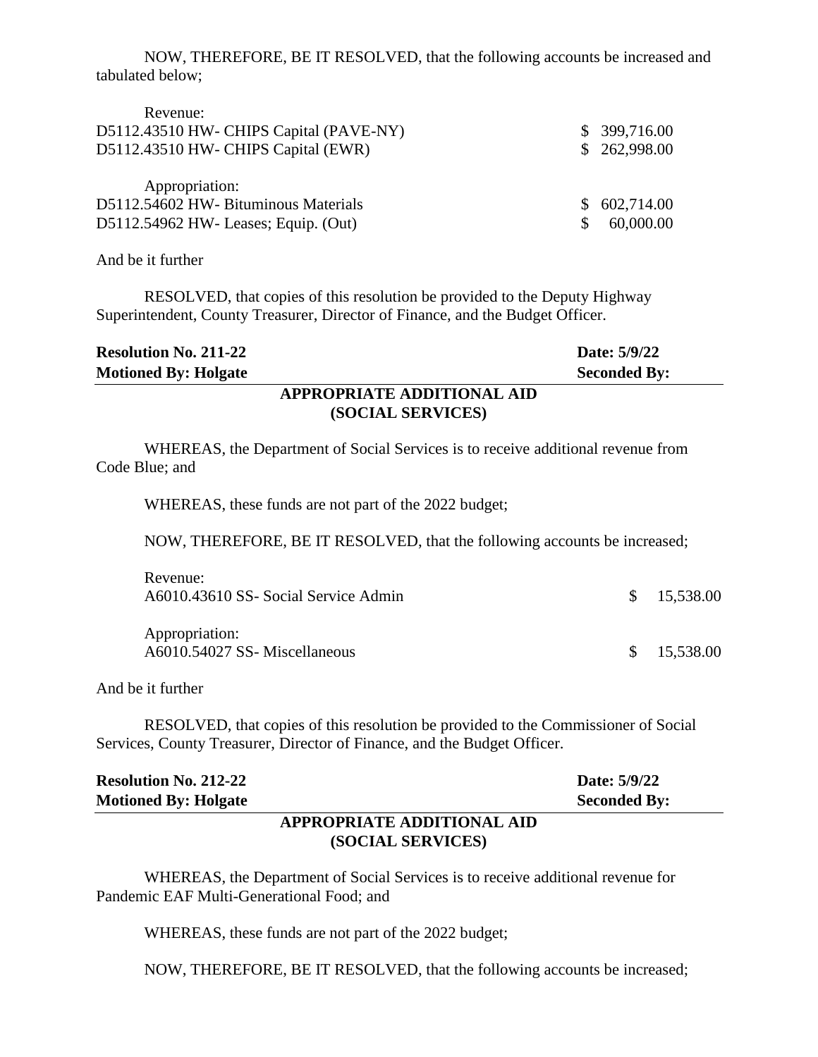NOW, THEREFORE, BE IT RESOLVED, that the following accounts be increased and tabulated below;

| | |
|---|---|
| Revenue: | |
| D5112.43510 HW- CHIPS Capital (PAVE-NY) | $ 399,716.00 |
| D5112.43510 HW- CHIPS Capital (EWR) | $ 262,998.00 |
| | |
| Appropriation: | |
| D5112.54602 HW- Bituminous Materials | $ 602,714.00 |
| D5112.54962 HW- Leases; Equip. (Out) | $ 60,000.00 |

And be it further

RESOLVED, that copies of this resolution be provided to the Deputy Highway Superintendent, County Treasurer, Director of Finance, and the Budget Officer.

**Resolution No. 211-22** **Date: 5/9/22**
**Motioned By: Holgate** **Seconded By:**

## APPROPRIATE ADDITIONAL AID (SOCIAL SERVICES)

WHEREAS, the Department of Social Services is to receive additional revenue from Code Blue; and

WHEREAS, these funds are not part of the 2022 budget;

NOW, THEREFORE, BE IT RESOLVED, that the following accounts be increased;

| | |
|---|---|
| Revenue: | |
| A6010.43610 SS- Social Service Admin | $ 15,538.00 |
| | |
| Appropriation: | |
| A6010.54027 SS- Miscellaneous | $ 15,538.00 |

And be it further

RESOLVED, that copies of this resolution be provided to the Commissioner of Social Services, County Treasurer, Director of Finance, and the Budget Officer.

**Resolution No. 212-22** **Date: 5/9/22**
**Motioned By: Holgate** **Seconded By:**

## APPROPRIATE ADDITIONAL AID (SOCIAL SERVICES)

WHEREAS, the Department of Social Services is to receive additional revenue for Pandemic EAF Multi-Generational Food; and

WHEREAS, these funds are not part of the 2022 budget;

NOW, THEREFORE, BE IT RESOLVED, that the following accounts be increased;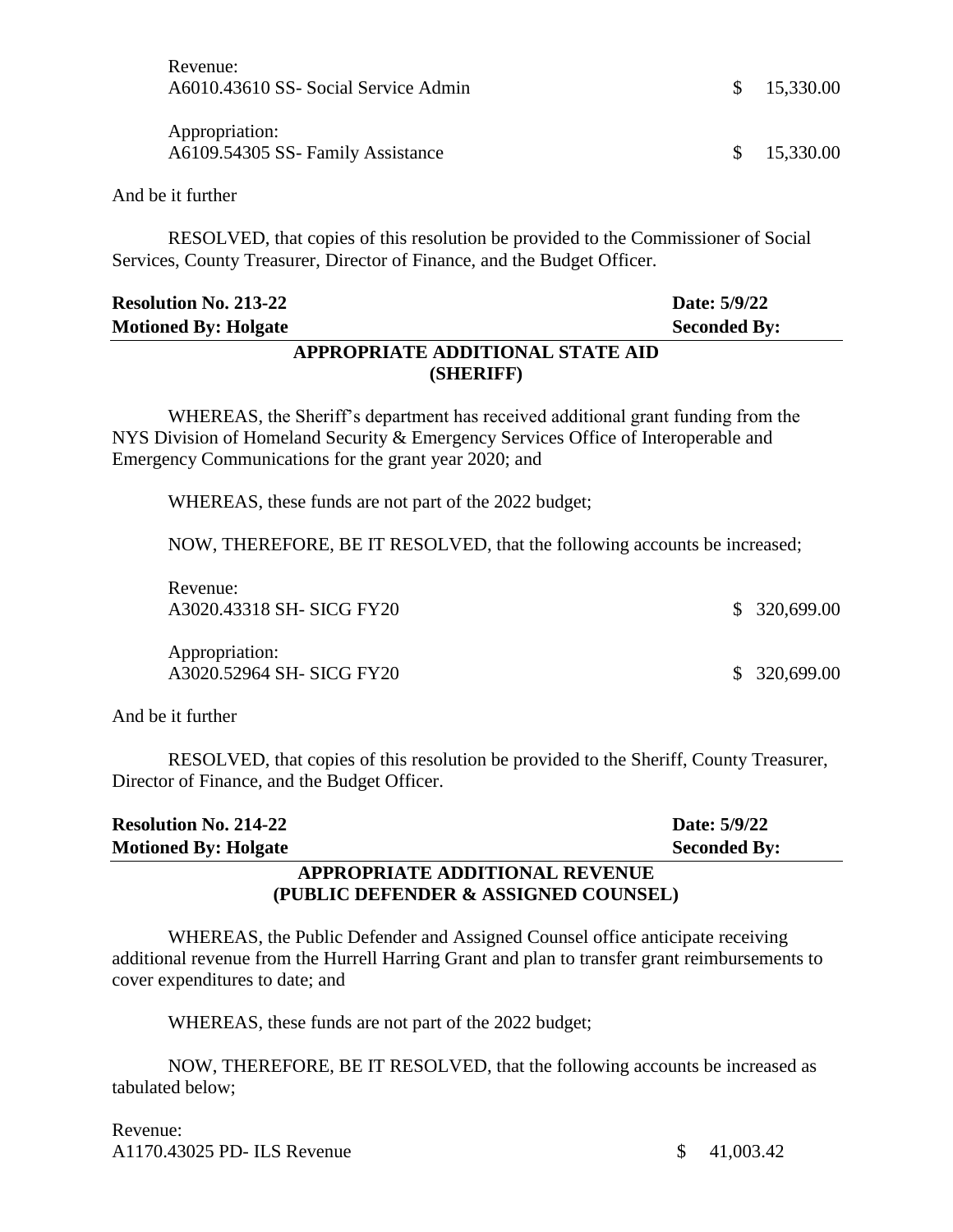Revenue:
A6010.43610 SS- Social Service Admin $ 15,330.00

Appropriation:
A6109.54305 SS- Family Assistance $ 15,330.00

And be it further

RESOLVED, that copies of this resolution be provided to the Commissioner of Social Services, County Treasurer, Director of Finance, and the Budget Officer.

**Resolution No. 213-22** **Date: 5/9/22**
**Motioned By: Holgate** **Seconded By:**

**APPROPRIATE ADDITIONAL STATE AID (SHERIFF)**

WHEREAS, the Sheriff's department has received additional grant funding from the NYS Division of Homeland Security & Emergency Services Office of Interoperable and Emergency Communications for the grant year 2020; and

WHEREAS, these funds are not part of the 2022 budget;

NOW, THEREFORE, BE IT RESOLVED, that the following accounts be increased;

Revenue:
A3020.43318 SH- SICG FY20 $ 320,699.00

Appropriation:
A3020.52964 SH- SICG FY20 $ 320,699.00

And be it further

RESOLVED, that copies of this resolution be provided to the Sheriff, County Treasurer, Director of Finance, and the Budget Officer.

**Resolution No. 214-22** **Date: 5/9/22**
**Motioned By: Holgate** **Seconded By:**

**APPROPRIATE ADDITIONAL REVENUE (PUBLIC DEFENDER & ASSIGNED COUNSEL)**

WHEREAS, the Public Defender and Assigned Counsel office anticipate receiving additional revenue from the Hurrell Harring Grant and plan to transfer grant reimbursements to cover expenditures to date; and

WHEREAS, these funds are not part of the 2022 budget;

NOW, THEREFORE, BE IT RESOLVED, that the following accounts be increased as tabulated below;

Revenue:
A1170.43025 PD- ILS Revenue $ 41,003.42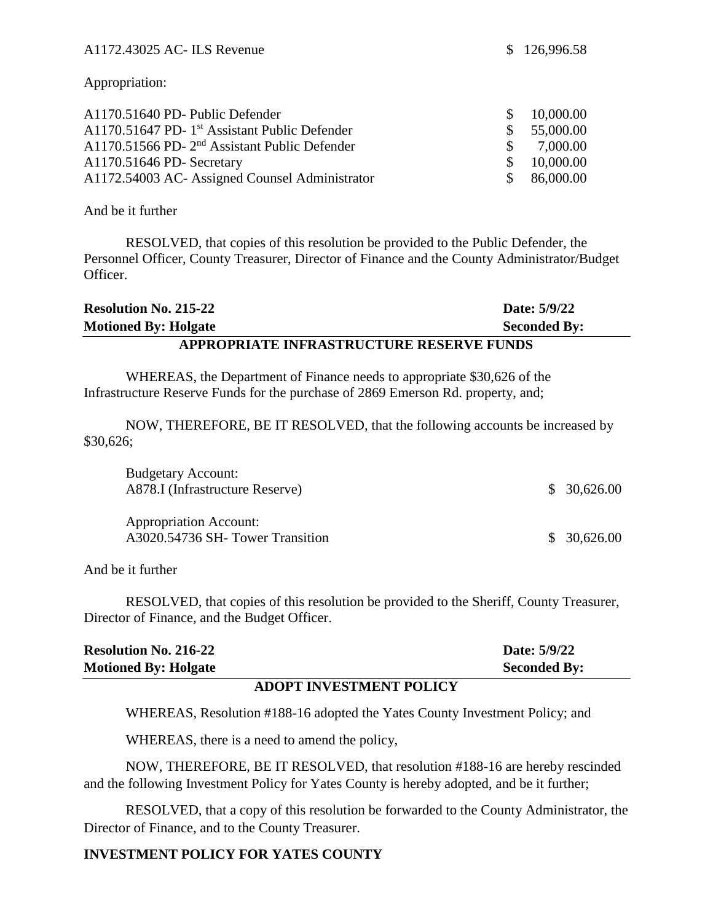| | |
|---|---|
| A1172.43025 AC- ILS Revenue | $ 126,996.58 |

Appropriation:

| | |
|---|---|
| A1170.51640 PD- Public Defender | $ 10,000.00 |
| A1170.51647 PD- 1st Assistant Public Defender | $ 55,000.00 |
| A1170.51566 PD- 2nd Assistant Public Defender | $ 7,000.00 |
| A1170.51646 PD- Secretary | $ 10,000.00 |
| A1172.54003 AC- Assigned Counsel Administrator | $ 86,000.00 |

And be it further

RESOLVED, that copies of this resolution be provided to the Public Defender, the Personnel Officer, County Treasurer, Director of Finance and the County Administrator/Budget Officer.

**Resolution No. 215-22** **Date: 5/9/22**
**Motioned By: Holgate** **Seconded By:**

## APPROPRIATE INFRASTRUCTURE RESERVE FUNDS

WHEREAS, the Department of Finance needs to appropriate $30,626 of the Infrastructure Reserve Funds for the purchase of 2869 Emerson Rd. property, and;

NOW, THEREFORE, BE IT RESOLVED, that the following accounts be increased by $30,626;

| | |
|---|---|
| Budgetary Account: | |
| A878.I (Infrastructure Reserve) | $ 30,626.00 |
| Appropriation Account: | |
| A3020.54736 SH- Tower Transition | $ 30,626.00 |

And be it further

RESOLVED, that copies of this resolution be provided to the Sheriff, County Treasurer, Director of Finance, and the Budget Officer.

**Resolution No. 216-22** **Date: 5/9/22**
**Motioned By: Holgate** **Seconded By:**

## ADOPT INVESTMENT POLICY

WHEREAS, Resolution #188-16 adopted the Yates County Investment Policy; and

WHEREAS, there is a need to amend the policy,

NOW, THEREFORE, BE IT RESOLVED, that resolution #188-16 are hereby rescinded and the following Investment Policy for Yates County is hereby adopted, and be it further;

RESOLVED, that a copy of this resolution be forwarded to the County Administrator, the Director of Finance, and to the County Treasurer.

**INVESTMENT POLICY FOR YATES COUNTY**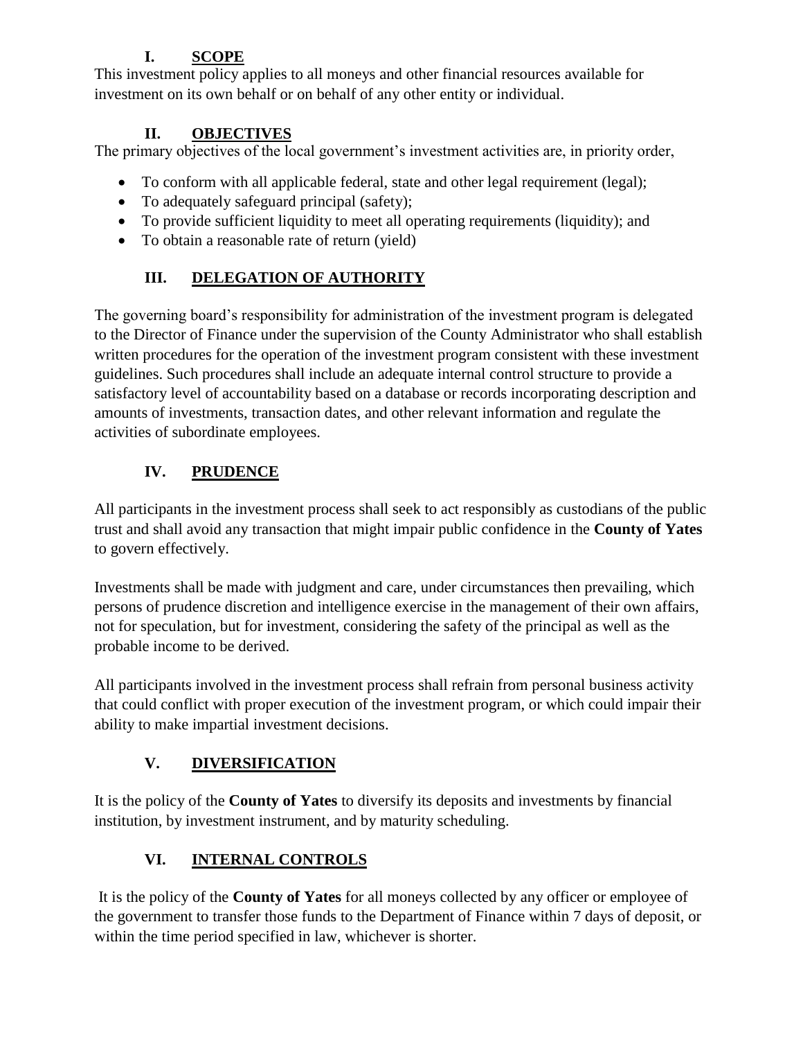## I. SCOPE

This investment policy applies to all moneys and other financial resources available for investment on its own behalf or on behalf of any other entity or individual.

## II. OBJECTIVES

The primary objectives of the local government's investment activities are, in priority order,

- To conform with all applicable federal, state and other legal requirement (legal);
- To adequately safeguard principal (safety);
- To provide sufficient liquidity to meet all operating requirements (liquidity); and
- To obtain a reasonable rate of return (yield)

## III. DELEGATION OF AUTHORITY

The governing board's responsibility for administration of the investment program is delegated to the Director of Finance under the supervision of the County Administrator who shall establish written procedures for the operation of the investment program consistent with these investment guidelines. Such procedures shall include an adequate internal control structure to provide a satisfactory level of accountability based on a database or records incorporating description and amounts of investments, transaction dates, and other relevant information and regulate the activities of subordinate employees.

## IV. PRUDENCE

All participants in the investment process shall seek to act responsibly as custodians of the public trust and shall avoid any transaction that might impair public confidence in the **County of Yates** to govern effectively.

Investments shall be made with judgment and care, under circumstances then prevailing, which persons of prudence discretion and intelligence exercise in the management of their own affairs, not for speculation, but for investment, considering the safety of the principal as well as the probable income to be derived.

All participants involved in the investment process shall refrain from personal business activity that could conflict with proper execution of the investment program, or which could impair their ability to make impartial investment decisions.

## V. DIVERSIFICATION

It is the policy of the **County of Yates** to diversify its deposits and investments by financial institution, by investment instrument, and by maturity scheduling.

## VI. INTERNAL CONTROLS

It is the policy of the **County of Yates** for all moneys collected by any officer or employee of the government to transfer those funds to the Department of Finance within 7 days of deposit, or within the time period specified in law, whichever is shorter.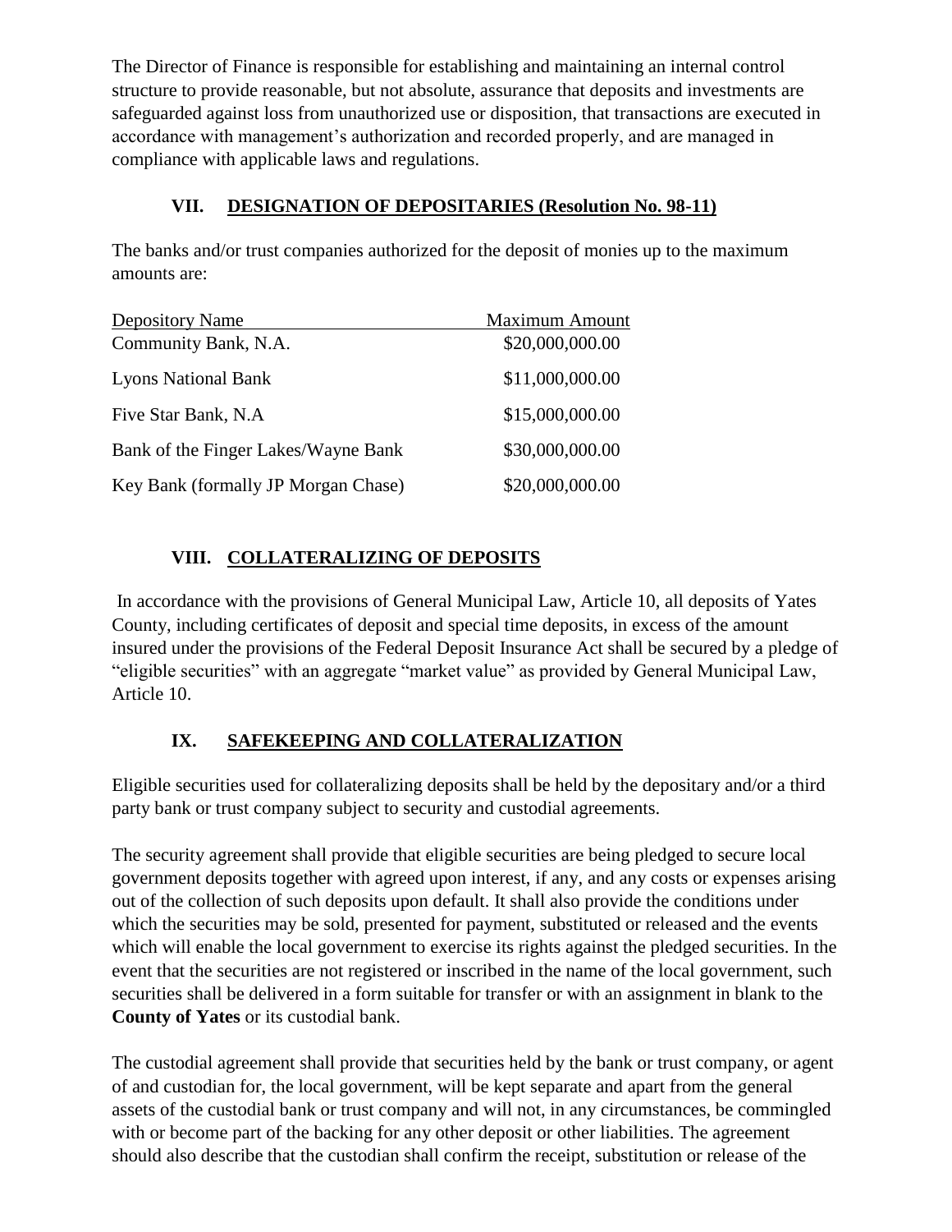The Director of Finance is responsible for establishing and maintaining an internal control structure to provide reasonable, but not absolute, assurance that deposits and investments are safeguarded against loss from unauthorized use or disposition, that transactions are executed in accordance with management's authorization and recorded properly, and are managed in compliance with applicable laws and regulations.

## VII. DESIGNATION OF DEPOSITARIES (Resolution No. 98-11)

The banks and/or trust companies authorized for the deposit of monies up to the maximum amounts are:

| Depository Name | Maximum Amount |
|---|---|
| Community Bank, N.A. | \$20,000,000.00 |
| Lyons National Bank | \$11,000,000.00 |
| Five Star Bank, N.A | \$15,000,000.00 |
| Bank of the Finger Lakes/Wayne Bank | \$30,000,000.00 |
| Key Bank (formally JP Morgan Chase) | \$20,000,000.00 |

## VIII. COLLATERALIZING OF DEPOSITS

In accordance with the provisions of General Municipal Law, Article 10, all deposits of Yates County, including certificates of deposit and special time deposits, in excess of the amount insured under the provisions of the Federal Deposit Insurance Act shall be secured by a pledge of "eligible securities" with an aggregate "market value" as provided by General Municipal Law, Article 10.

## IX. SAFEKEEPING AND COLLATERALIZATION

Eligible securities used for collateralizing deposits shall be held by the depositary and/or a third party bank or trust company subject to security and custodial agreements.

The security agreement shall provide that eligible securities are being pledged to secure local government deposits together with agreed upon interest, if any, and any costs or expenses arising out of the collection of such deposits upon default. It shall also provide the conditions under which the securities may be sold, presented for payment, substituted or released and the events which will enable the local government to exercise its rights against the pledged securities. In the event that the securities are not registered or inscribed in the name of the local government, such securities shall be delivered in a form suitable for transfer or with an assignment in blank to the **County of Yates** or its custodial bank.

The custodial agreement shall provide that securities held by the bank or trust company, or agent of and custodian for, the local government, will be kept separate and apart from the general assets of the custodial bank or trust company and will not, in any circumstances, be commingled with or become part of the backing for any other deposit or other liabilities. The agreement should also describe that the custodian shall confirm the receipt, substitution or release of the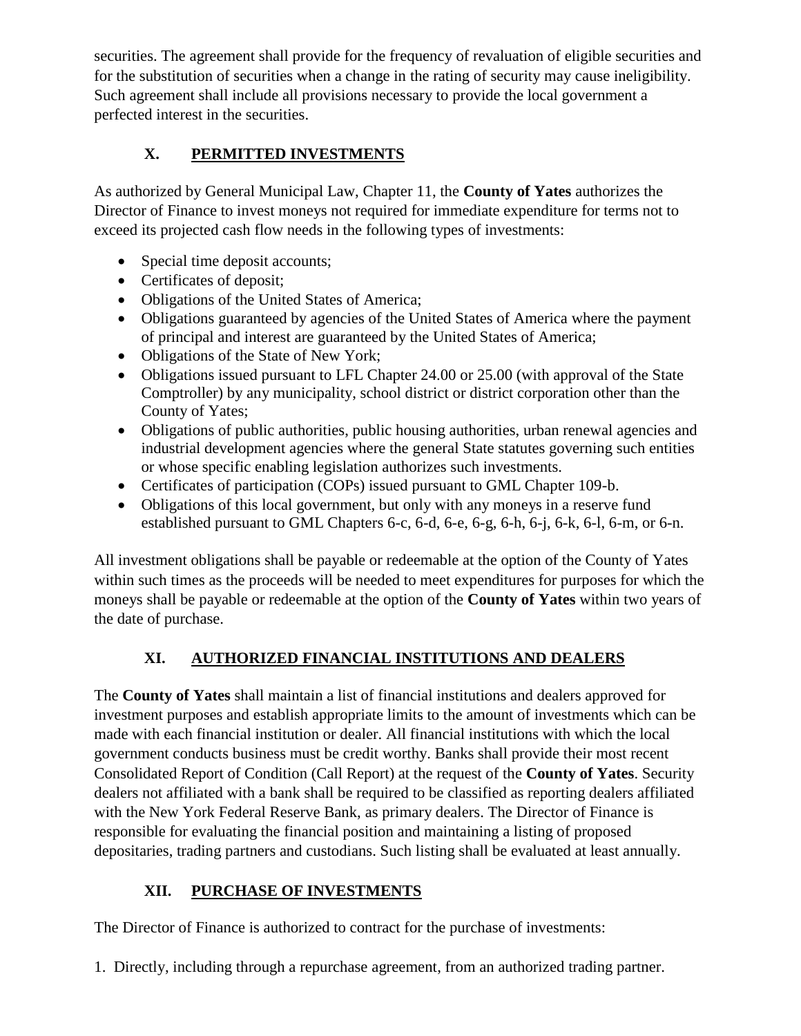securities. The agreement shall provide for the frequency of revaluation of eligible securities and for the substitution of securities when a change in the rating of security may cause ineligibility. Such agreement shall include all provisions necessary to provide the local government a perfected interest in the securities.

## X. PERMITTED INVESTMENTS

As authorized by General Municipal Law, Chapter 11, the **County of Yates** authorizes the Director of Finance to invest moneys not required for immediate expenditure for terms not to exceed its projected cash flow needs in the following types of investments:

- Special time deposit accounts;
- Certificates of deposit;
- Obligations of the United States of America;
- Obligations guaranteed by agencies of the United States of America where the payment of principal and interest are guaranteed by the United States of America;
- Obligations of the State of New York;
- Obligations issued pursuant to LFL Chapter 24.00 or 25.00 (with approval of the State Comptroller) by any municipality, school district or district corporation other than the County of Yates;
- Obligations of public authorities, public housing authorities, urban renewal agencies and industrial development agencies where the general State statutes governing such entities or whose specific enabling legislation authorizes such investments.
- Certificates of participation (COPs) issued pursuant to GML Chapter 109-b.
- Obligations of this local government, but only with any moneys in a reserve fund established pursuant to GML Chapters 6-c, 6-d, 6-e, 6-g, 6-h, 6-j, 6-k, 6-l, 6-m, or 6-n.

All investment obligations shall be payable or redeemable at the option of the County of Yates within such times as the proceeds will be needed to meet expenditures for purposes for which the moneys shall be payable or redeemable at the option of the **County of Yates** within two years of the date of purchase.

## XI. AUTHORIZED FINANCIAL INSTITUTIONS AND DEALERS

The **County of Yates** shall maintain a list of financial institutions and dealers approved for investment purposes and establish appropriate limits to the amount of investments which can be made with each financial institution or dealer. All financial institutions with which the local government conducts business must be credit worthy. Banks shall provide their most recent Consolidated Report of Condition (Call Report) at the request of the **County of Yates**. Security dealers not affiliated with a bank shall be required to be classified as reporting dealers affiliated with the New York Federal Reserve Bank, as primary dealers. The Director of Finance is responsible for evaluating the financial position and maintaining a listing of proposed depositaries, trading partners and custodians. Such listing shall be evaluated at least annually.

## XII. PURCHASE OF INVESTMENTS

The Director of Finance is authorized to contract for the purchase of investments:

1. Directly, including through a repurchase agreement, from an authorized trading partner.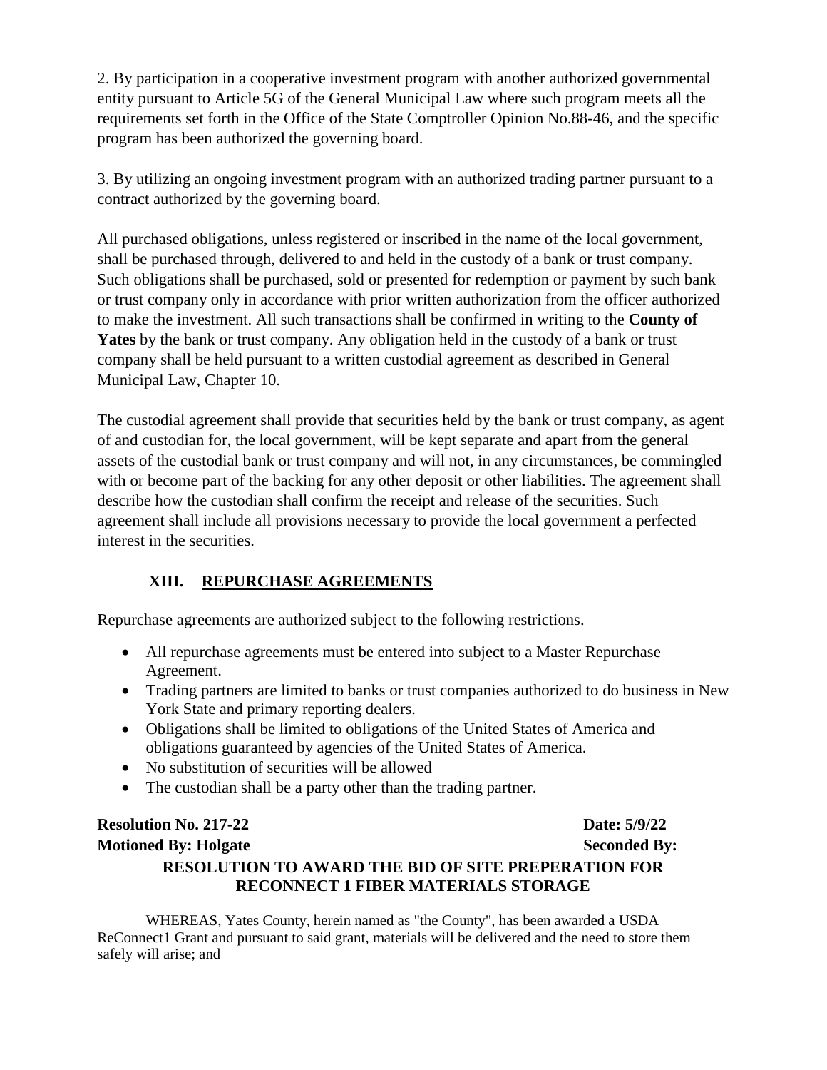2. By participation in a cooperative investment program with another authorized governmental entity pursuant to Article 5G of the General Municipal Law where such program meets all the requirements set forth in the Office of the State Comptroller Opinion No.88-46, and the specific program has been authorized the governing board.

3. By utilizing an ongoing investment program with an authorized trading partner pursuant to a contract authorized by the governing board.

All purchased obligations, unless registered or inscribed in the name of the local government, shall be purchased through, delivered to and held in the custody of a bank or trust company. Such obligations shall be purchased, sold or presented for redemption or payment by such bank or trust company only in accordance with prior written authorization from the officer authorized to make the investment. All such transactions shall be confirmed in writing to the **County of Yates** by the bank or trust company. Any obligation held in the custody of a bank or trust company shall be held pursuant to a written custodial agreement as described in General Municipal Law, Chapter 10.

The custodial agreement shall provide that securities held by the bank or trust company, as agent of and custodian for, the local government, will be kept separate and apart from the general assets of the custodial bank or trust company and will not, in any circumstances, be commingled with or become part of the backing for any other deposit or other liabilities. The agreement shall describe how the custodian shall confirm the receipt and release of the securities. Such agreement shall include all provisions necessary to provide the local government a perfected interest in the securities.

## XIII. REPURCHASE AGREEMENTS

Repurchase agreements are authorized subject to the following restrictions.

- All repurchase agreements must be entered into subject to a Master Repurchase Agreement.
- Trading partners are limited to banks or trust companies authorized to do business in New York State and primary reporting dealers.
- Obligations shall be limited to obligations of the United States of America and obligations guaranteed by agencies of the United States of America.
- No substitution of securities will be allowed
- The custodian shall be a party other than the trading partner.

**Resolution No. 217-22** **Date: 5/9/22**
**Motioned By: Holgate** **Seconded By:**

## RESOLUTION TO AWARD THE BID OF SITE PREPERATION FOR RECONNECT 1 FIBER MATERIALS STORAGE

WHEREAS, Yates County, herein named as "the County", has been awarded a USDA ReConnect1 Grant and pursuant to said grant, materials will be delivered and the need to store them safely will arise; and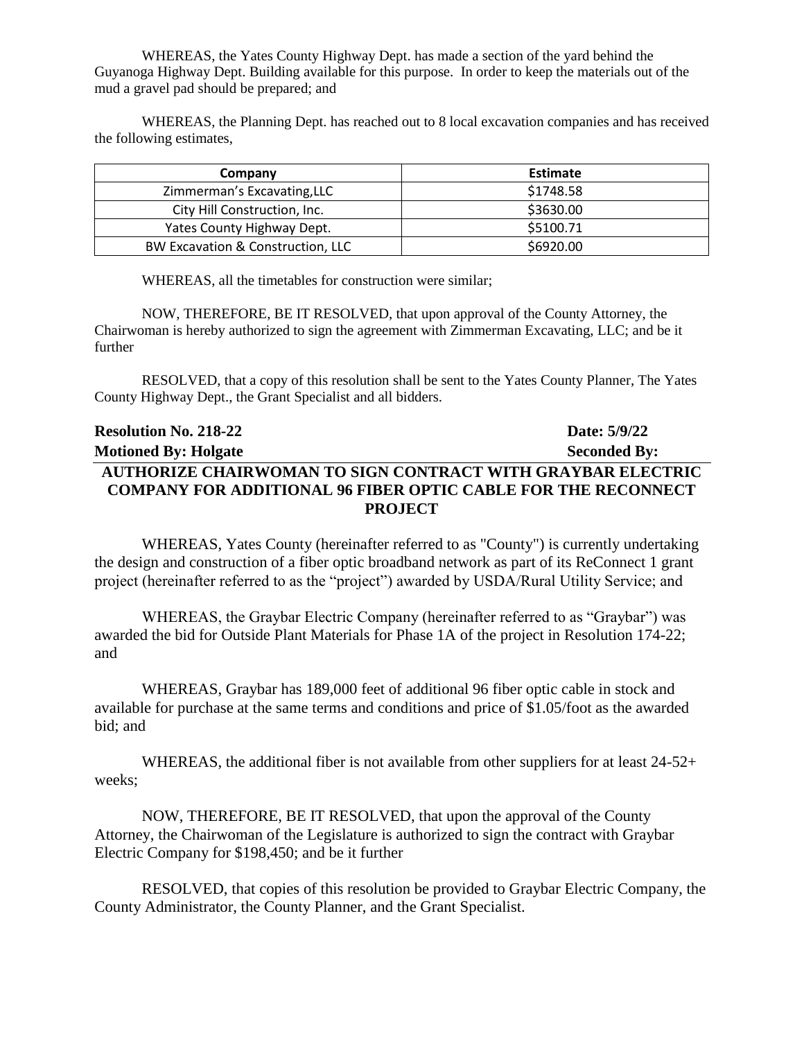WHEREAS, the Yates County Highway Dept. has made a section of the yard behind the Guyanoga Highway Dept. Building available for this purpose. In order to keep the materials out of the mud a gravel pad should be prepared; and

WHEREAS, the Planning Dept. has reached out to 8 local excavation companies and has received the following estimates,

| Company | Estimate |
|---|---|
| Zimmerman's Excavating,LLC | $1748.58 |
| City Hill Construction, Inc. | $3630.00 |
| Yates County Highway Dept. | $5100.71 |
| BW Excavation & Construction, LLC | $6920.00 |

WHEREAS, all the timetables for construction were similar;

NOW, THEREFORE, BE IT RESOLVED, that upon approval of the County Attorney, the Chairwoman is hereby authorized to sign the agreement with Zimmerman Excavating, LLC; and be it further

RESOLVED, that a copy of this resolution shall be sent to the Yates County Planner, The Yates County Highway Dept., the Grant Specialist and all bidders.

**Resolution No. 218-22** **Date: 5/9/22**
**Motioned By: Holgate** **Seconded By:**

**AUTHORIZE CHAIRWOMAN TO SIGN CONTRACT WITH GRAYBAR ELECTRIC COMPANY FOR ADDITIONAL 96 FIBER OPTIC CABLE FOR THE RECONNECT PROJECT**

WHEREAS, Yates County (hereinafter referred to as "County") is currently undertaking the design and construction of a fiber optic broadband network as part of its ReConnect 1 grant project (hereinafter referred to as the "project") awarded by USDA/Rural Utility Service; and

WHEREAS, the Graybar Electric Company (hereinafter referred to as "Graybar") was awarded the bid for Outside Plant Materials for Phase 1A of the project in Resolution 174-22; and

WHEREAS, Graybar has 189,000 feet of additional 96 fiber optic cable in stock and available for purchase at the same terms and conditions and price of $1.05/foot as the awarded bid; and

WHEREAS, the additional fiber is not available from other suppliers for at least 24-52+ weeks;

NOW, THEREFORE, BE IT RESOLVED, that upon the approval of the County Attorney, the Chairwoman of the Legislature is authorized to sign the contract with Graybar Electric Company for $198,450; and be it further

RESOLVED, that copies of this resolution be provided to Graybar Electric Company, the County Administrator, the County Planner, and the Grant Specialist.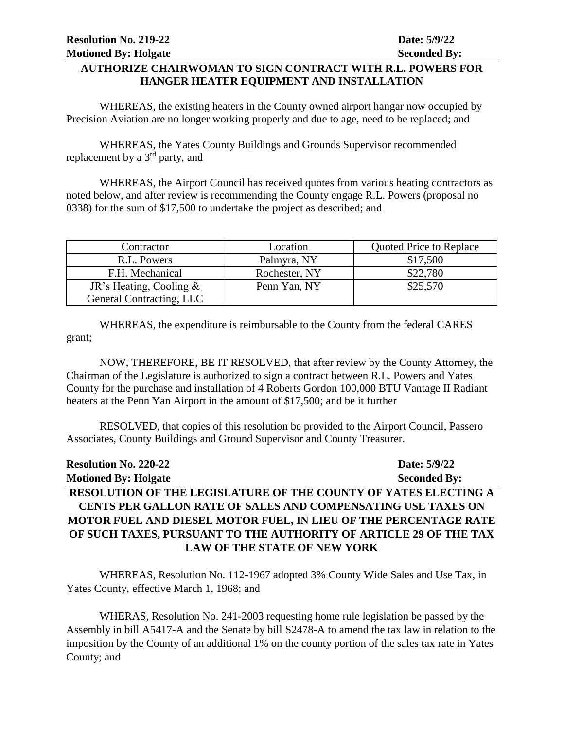**Resolution No. 219-22** **Date: 5/9/22**
**Motioned By: Holgate** **Seconded By:**

## AUTHORIZE CHAIRWOMAN TO SIGN CONTRACT WITH R.L. POWERS FOR HANGER HEATER EQUIPMENT AND INSTALLATION

WHEREAS, the existing heaters in the County owned airport hangar now occupied by Precision Aviation are no longer working properly and due to age, need to be replaced; and

WHEREAS, the Yates County Buildings and Grounds Supervisor recommended replacement by a 3rd party, and

WHEREAS, the Airport Council has received quotes from various heating contractors as noted below, and after review is recommending the County engage R.L. Powers (proposal no 0338) for the sum of $17,500 to undertake the project as described; and

| Contractor | Location | Quoted Price to Replace |
|---|---|---|
| R.L. Powers | Palmyra, NY | $17,500 |
| F.H. Mechanical | Rochester, NY | $22,780 |
| JR's Heating, Cooling & General Contracting, LLC | Penn Yan, NY | $25,570 |

WHEREAS, the expenditure is reimbursable to the County from the federal CARES grant;

NOW, THEREFORE, BE IT RESOLVED, that after review by the County Attorney, the Chairman of the Legislature is authorized to sign a contract between R.L. Powers and Yates County for the purchase and installation of 4 Roberts Gordon 100,000 BTU Vantage II Radiant heaters at the Penn Yan Airport in the amount of $17,500; and be it further

RESOLVED, that copies of this resolution be provided to the Airport Council, Passero Associates, County Buildings and Ground Supervisor and County Treasurer.

**Resolution No. 220-22** **Date: 5/9/22**
**Motioned By: Holgate** **Seconded By:**

## RESOLUTION OF THE LEGISLATURE OF THE COUNTY OF YATES ELECTING A CENTS PER GALLON RATE OF SALES AND COMPENSATING USE TAXES ON MOTOR FUEL AND DIESEL MOTOR FUEL, IN LIEU OF THE PERCENTAGE RATE OF SUCH TAXES, PURSUANT TO THE AUTHORITY OF ARTICLE 29 OF THE TAX LAW OF THE STATE OF NEW YORK

WHEREAS, Resolution No. 112-1967 adopted 3% County Wide Sales and Use Tax, in Yates County, effective March 1, 1968; and

WHERAS, Resolution No. 241-2003 requesting home rule legislation be passed by the Assembly in bill A5417-A and the Senate by bill S2478-A to amend the tax law in relation to the imposition by the County of an additional 1% on the county portion of the sales tax rate in Yates County; and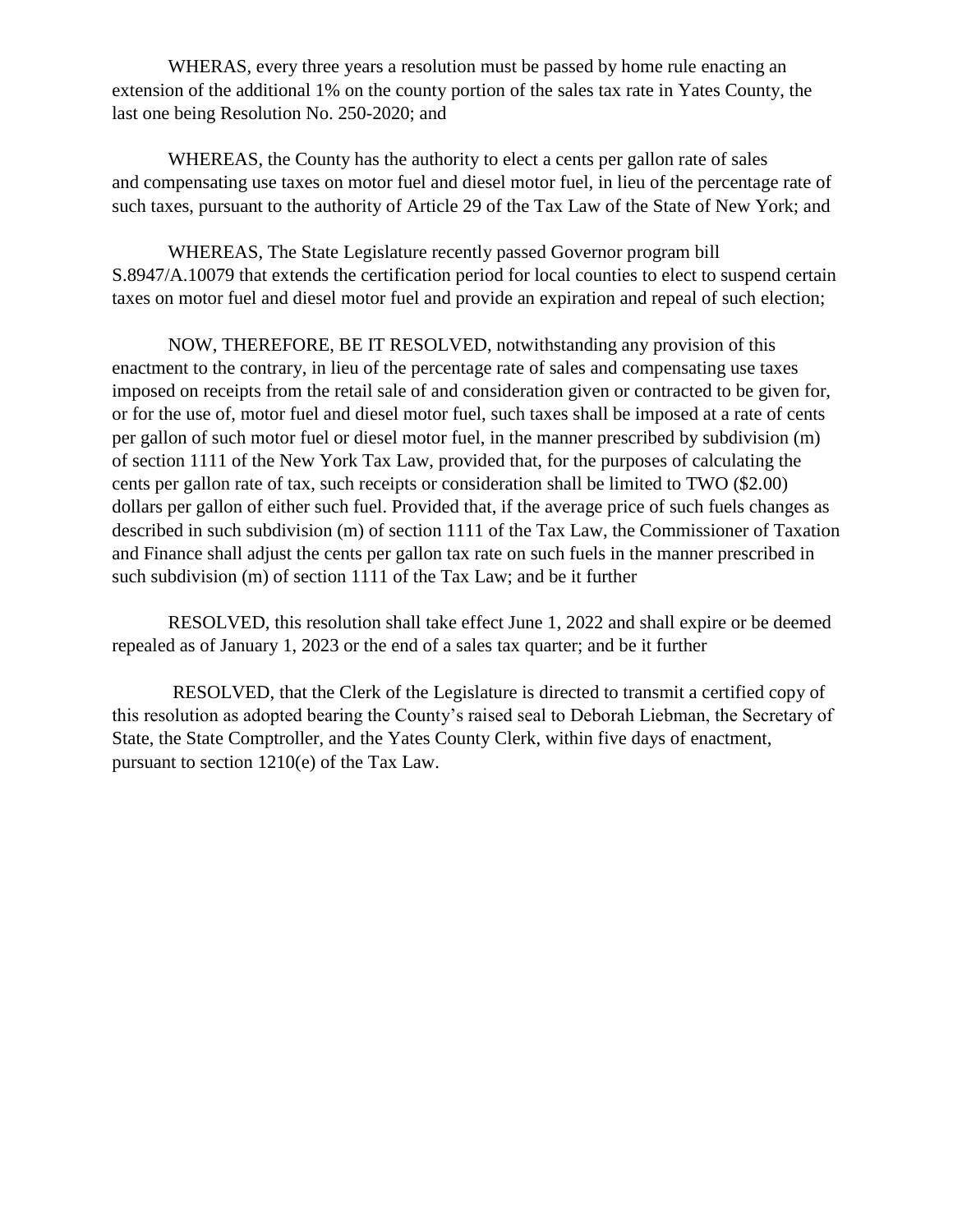WHERAS, every three years a resolution must be passed by home rule enacting an extension of the additional 1% on the county portion of the sales tax rate in Yates County, the last one being Resolution No. 250-2020; and

WHEREAS, the County has the authority to elect a cents per gallon rate of sales and compensating use taxes on motor fuel and diesel motor fuel, in lieu of the percentage rate of such taxes, pursuant to the authority of Article 29 of the Tax Law of the State of New York; and

WHEREAS, The State Legislature recently passed Governor program bill S.8947/A.10079 that extends the certification period for local counties to elect to suspend certain taxes on motor fuel and diesel motor fuel and provide an expiration and repeal of such election;

NOW, THEREFORE, BE IT RESOLVED, notwithstanding any provision of this enactment to the contrary, in lieu of the percentage rate of sales and compensating use taxes imposed on receipts from the retail sale of and consideration given or contracted to be given for, or for the use of, motor fuel and diesel motor fuel, such taxes shall be imposed at a rate of cents per gallon of such motor fuel or diesel motor fuel, in the manner prescribed by subdivision (m) of section 1111 of the New York Tax Law, provided that, for the purposes of calculating the cents per gallon rate of tax, such receipts or consideration shall be limited to TWO ($2.00) dollars per gallon of either such fuel. Provided that, if the average price of such fuels changes as described in such subdivision (m) of section 1111 of the Tax Law, the Commissioner of Taxation and Finance shall adjust the cents per gallon tax rate on such fuels in the manner prescribed in such subdivision (m) of section 1111 of the Tax Law; and be it further

RESOLVED, this resolution shall take effect June 1, 2022 and shall expire or be deemed repealed as of January 1, 2023 or the end of a sales tax quarter; and be it further

RESOLVED, that the Clerk of the Legislature is directed to transmit a certified copy of this resolution as adopted bearing the County's raised seal to Deborah Liebman, the Secretary of State, the State Comptroller, and the Yates County Clerk, within five days of enactment, pursuant to section 1210(e) of the Tax Law.